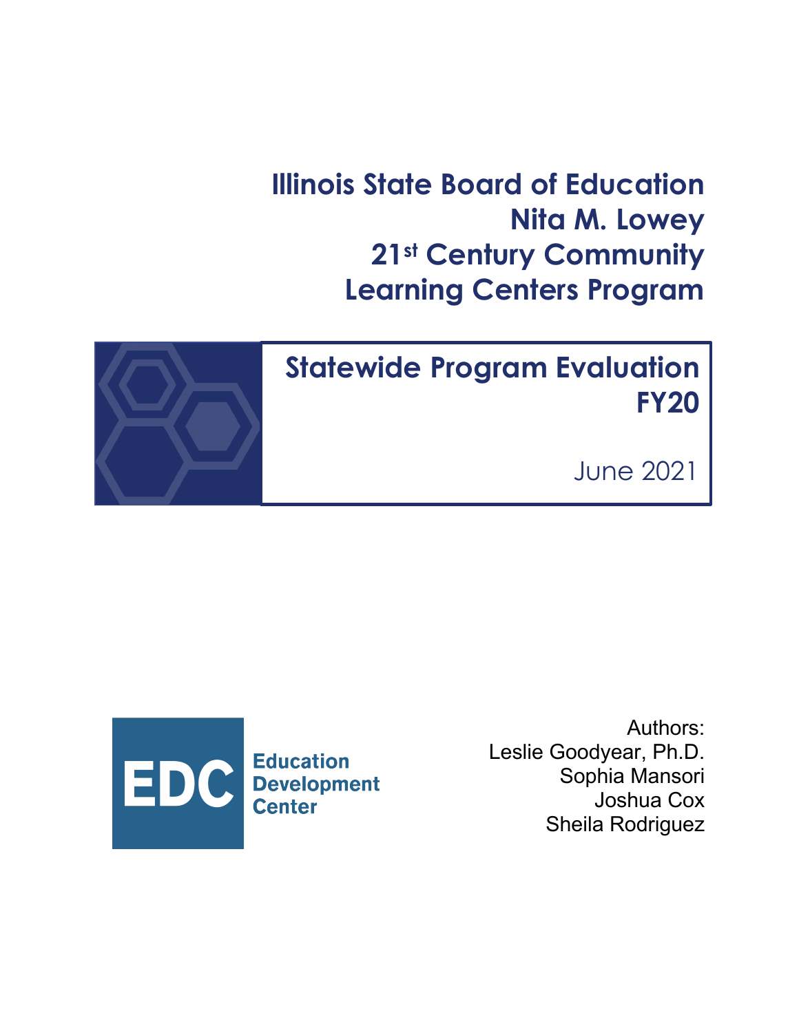# Illinois State Board of Education
# Nita M. Lowey
# 21st Century Community Learning Centers Program

## Statewide Program Evaluation FY20

June 2021

Education Development Center

Authors:
Leslie Goodyear, Ph.D.
Sophia Mansori
Joshua Cox
Sheila Rodriguez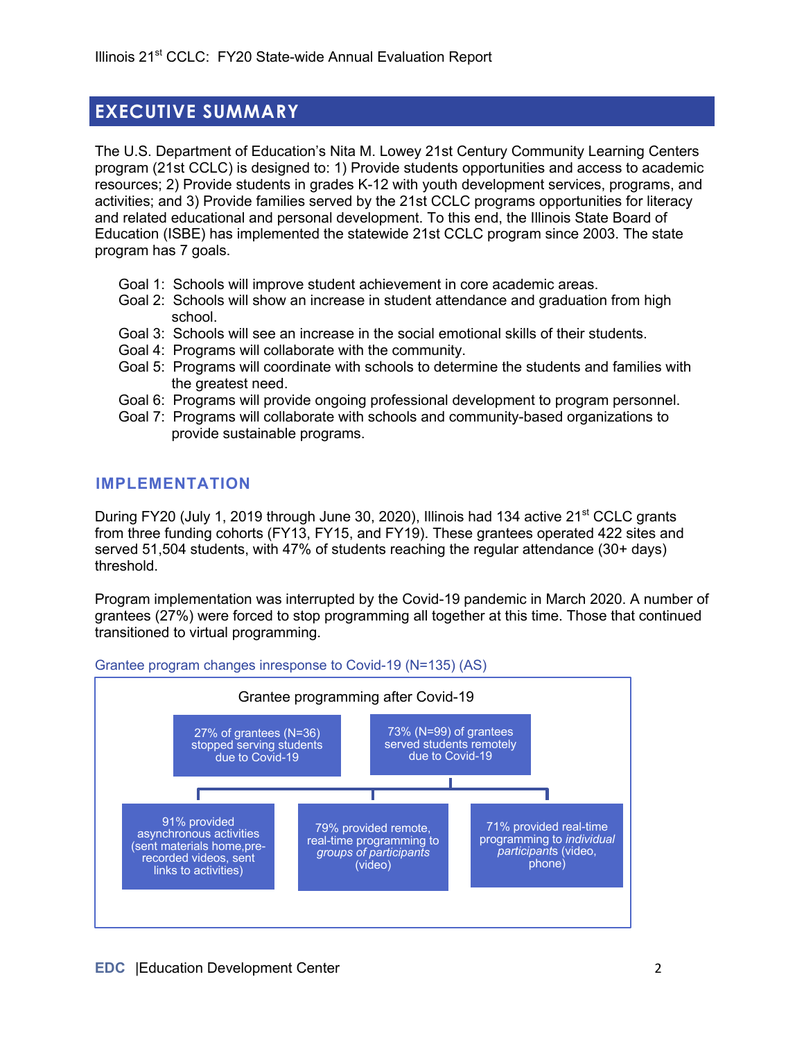# EXECUTIVE SUMMARY

The U.S. Department of Education's Nita M. Lowey 21st Century Community Learning Centers program (21st CCLC) is designed to: 1) Provide students opportunities and access to academic resources; 2) Provide students in grades K-12 with youth development services, programs, and activities; and 3) Provide families served by the 21st CCLC programs opportunities for literacy and related educational and personal development. To this end, the Illinois State Board of Education (ISBE) has implemented the statewide 21st CCLC program since 2003. The state program has 7 goals.

- Goal 1: Schools will improve student achievement in core academic areas.
- Goal 2: Schools will show an increase in student attendance and graduation from high school.
- Goal 3: Schools will see an increase in the social emotional skills of their students.
- Goal 4: Programs will collaborate with the community.
- Goal 5: Programs will coordinate with schools to determine the students and families with the greatest need.
- Goal 6: Programs will provide ongoing professional development to program personnel.
- Goal 7: Programs will collaborate with schools and community-based organizations to provide sustainable programs.

## IMPLEMENTATION

During FY20 (July 1, 2019 through June 30, 2020), Illinois had 134 active 21st CCLC grants from three funding cohorts (FY13, FY15, and FY19). These grantees operated 422 sites and served 51,504 students, with 47% of students reaching the regular attendance (30+ days) threshold.

Program implementation was interrupted by the Covid-19 pandemic in March 2020. A number of grantees (27%) were forced to stop programming all together at this time. Those that continued transitioned to virtual programming.

Grantee program changes inresponse to Covid-19 (N=135) (AS)

Grantee programming after Covid-19

- 27% of grantees (N=36) stopped serving students due to Covid-19
- 73% (N=99) of grantees served students remotely due to Covid-19
  - 91% provided asynchronous activities (sent materials home,pre-recorded videos, sent links to activities)
  - 79% provided remote, real-time programming to *groups of participants* (video)
  - 71% provided real-time programming to *individual participants* (video, phone)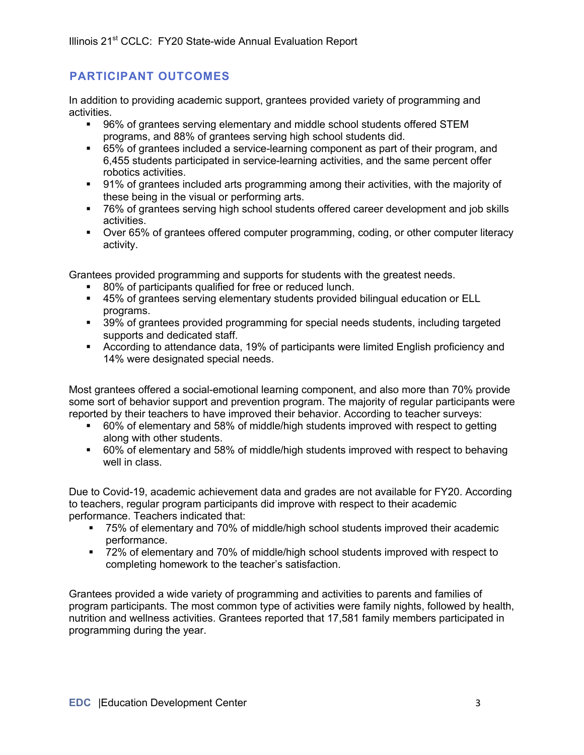## PARTICIPANT OUTCOMES

In addition to providing academic support, grantees provided variety of programming and activities.

- 96% of grantees serving elementary and middle school students offered STEM programs, and 88% of grantees serving high school students did.
- 65% of grantees included a service-learning component as part of their program, and 6,455 students participated in service-learning activities, and the same percent offer robotics activities.
- 91% of grantees included arts programming among their activities, with the majority of these being in the visual or performing arts.
- 76% of grantees serving high school students offered career development and job skills activities.
- Over 65% of grantees offered computer programming, coding, or other computer literacy activity.

Grantees provided programming and supports for students with the greatest needs.

- 80% of participants qualified for free or reduced lunch.
- 45% of grantees serving elementary students provided bilingual education or ELL programs.
- 39% of grantees provided programming for special needs students, including targeted supports and dedicated staff.
- According to attendance data, 19% of participants were limited English proficiency and 14% were designated special needs.

Most grantees offered a social-emotional learning component, and also more than 70% provide some sort of behavior support and prevention program. The majority of regular participants were reported by their teachers to have improved their behavior. According to teacher surveys:

- 60% of elementary and 58% of middle/high students improved with respect to getting along with other students.
- 60% of elementary and 58% of middle/high students improved with respect to behaving well in class.

Due to Covid-19, academic achievement data and grades are not available for FY20. According to teachers, regular program participants did improve with respect to their academic performance. Teachers indicated that:

- 75% of elementary and 70% of middle/high school students improved their academic performance.
- 72% of elementary and 70% of middle/high school students improved with respect to completing homework to the teacher's satisfaction.

Grantees provided a wide variety of programming and activities to parents and families of program participants. The most common type of activities were family nights, followed by health, nutrition and wellness activities. Grantees reported that 17,581 family members participated in programming during the year.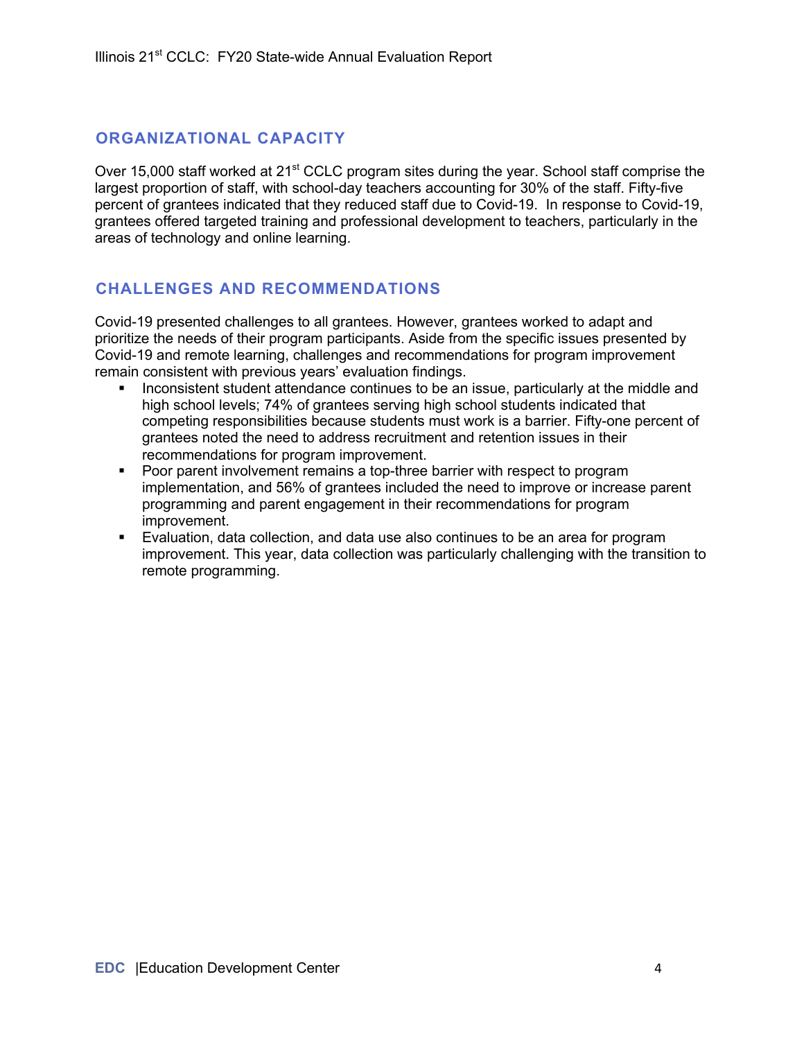## ORGANIZATIONAL CAPACITY

Over 15,000 staff worked at 21st CCLC program sites during the year. School staff comprise the largest proportion of staff, with school-day teachers accounting for 30% of the staff. Fifty-five percent of grantees indicated that they reduced staff due to Covid-19. In response to Covid-19, grantees offered targeted training and professional development to teachers, particularly in the areas of technology and online learning.

## CHALLENGES AND RECOMMENDATIONS

Covid-19 presented challenges to all grantees. However, grantees worked to adapt and prioritize the needs of their program participants. Aside from the specific issues presented by Covid-19 and remote learning, challenges and recommendations for program improvement remain consistent with previous years' evaluation findings.

- Inconsistent student attendance continues to be an issue, particularly at the middle and high school levels; 74% of grantees serving high school students indicated that competing responsibilities because students must work is a barrier. Fifty-one percent of grantees noted the need to address recruitment and retention issues in their recommendations for program improvement.
- Poor parent involvement remains a top-three barrier with respect to program implementation, and 56% of grantees included the need to improve or increase parent programming and parent engagement in their recommendations for program improvement.
- Evaluation, data collection, and data use also continues to be an area for program improvement. This year, data collection was particularly challenging with the transition to remote programming.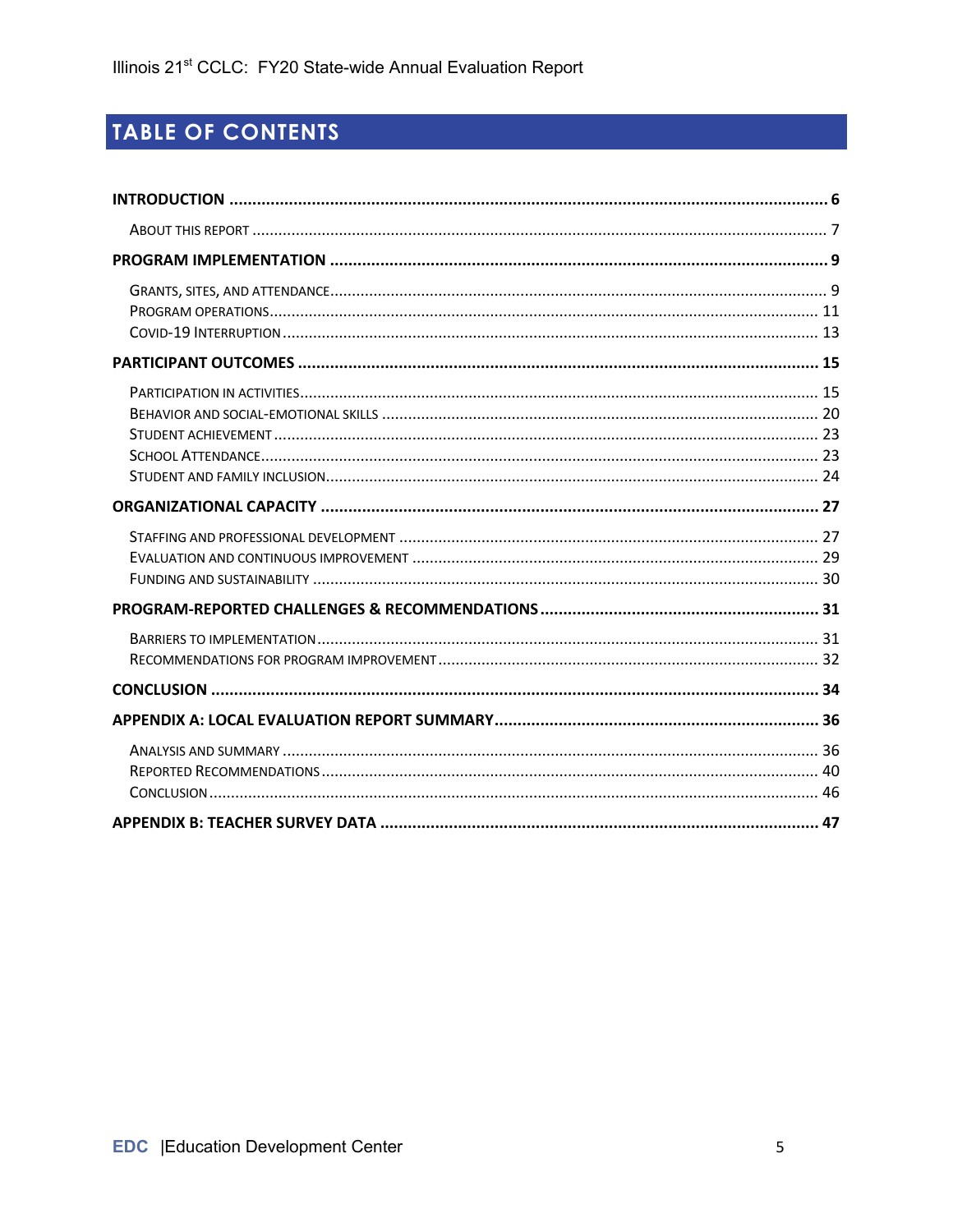# TABLE OF CONTENTS

**INTRODUCTION** ..... **6**

- About this Report ..... 7

**PROGRAM IMPLEMENTATION** ..... **9**

- Grants, Sites, and Attendance ..... 9
- Program Operations ..... 11
- Covid-19 Interruption ..... 13

**PARTICIPANT OUTCOMES** ..... **15**

- Participation in Activities ..... 15
- Behavior and Social-Emotional Skills ..... 20
- Student Achievement ..... 23
- School Attendance ..... 23
- Student and Family Inclusion ..... 24

**ORGANIZATIONAL CAPACITY** ..... **27**

- Staffing and Professional Development ..... 27
- Evaluation and Continuous Improvement ..... 29
- Funding and Sustainability ..... 30

**PROGRAM-REPORTED CHALLENGES & RECOMMENDATIONS** ..... **31**

- Barriers to Implementation ..... 31
- Recommendations for Program Improvement ..... 32

**CONCLUSION** ..... **34**

**APPENDIX A: LOCAL EVALUATION REPORT SUMMARY** ..... **36**

- Analysis and Summary ..... 36
- Reported Recommendations ..... 40
- Conclusion ..... 46

**APPENDIX B: TEACHER SURVEY DATA** ..... **47**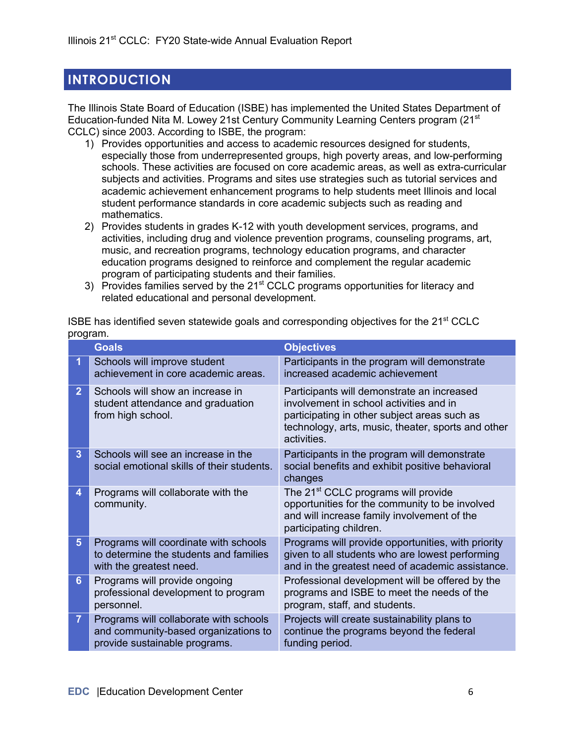# INTRODUCTION

The Illinois State Board of Education (ISBE) has implemented the United States Department of Education-funded Nita M. Lowey 21st Century Community Learning Centers program (21st CCLC) since 2003. According to ISBE, the program:

1) Provides opportunities and access to academic resources designed for students, especially those from underrepresented groups, high poverty areas, and low-performing schools. These activities are focused on core academic areas, as well as extra-curricular subjects and activities. Programs and sites use strategies such as tutorial services and academic achievement enhancement programs to help students meet Illinois and local student performance standards in core academic subjects such as reading and mathematics.
2) Provides students in grades K-12 with youth development services, programs, and activities, including drug and violence prevention programs, counseling programs, art, music, and recreation programs, technology education programs, and character education programs designed to reinforce and complement the regular academic program of participating students and their families.
3) Provides families served by the 21st CCLC programs opportunities for literacy and related educational and personal development.

ISBE has identified seven statewide goals and corresponding objectives for the 21st CCLC program.

| | Goals | Objectives |
|---|---|---|
| 1 | Schools will improve student achievement in core academic areas. | Participants in the program will demonstrate increased academic achievement |
| 2 | Schools will show an increase in student attendance and graduation from high school. | Participants will demonstrate an increased involvement in school activities and in participating in other subject areas such as technology, arts, music, theater, sports and other activities. |
| 3 | Schools will see an increase in the social emotional skills of their students. | Participants in the program will demonstrate social benefits and exhibit positive behavioral changes |
| 4 | Programs will collaborate with the community. | The 21st CCLC programs will provide opportunities for the community to be involved and will increase family involvement of the participating children. |
| 5 | Programs will coordinate with schools to determine the students and families with the greatest need. | Programs will provide opportunities, with priority given to all students who are lowest performing and in the greatest need of academic assistance. |
| 6 | Programs will provide ongoing professional development to program personnel. | Professional development will be offered by the programs and ISBE to meet the needs of the program, staff, and students. |
| 7 | Programs will collaborate with schools and community-based organizations to provide sustainable programs. | Projects will create sustainability plans to continue the programs beyond the federal funding period. |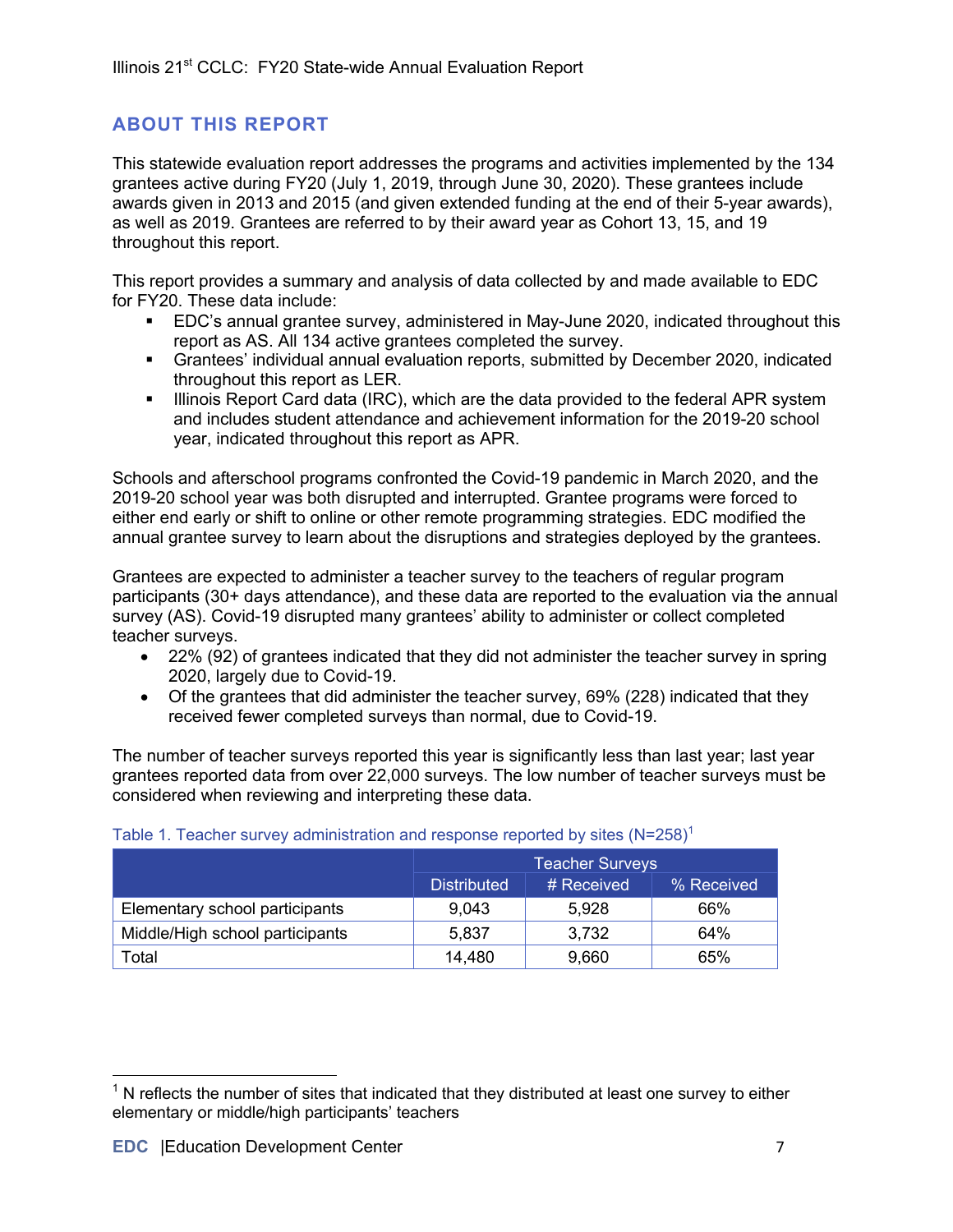## ABOUT THIS REPORT

This statewide evaluation report addresses the programs and activities implemented by the 134 grantees active during FY20 (July 1, 2019, through June 30, 2020). These grantees include awards given in 2013 and 2015 (and given extended funding at the end of their 5-year awards), as well as 2019. Grantees are referred to by their award year as Cohort 13, 15, and 19 throughout this report.

This report provides a summary and analysis of data collected by and made available to EDC for FY20. These data include:

- EDC's annual grantee survey, administered in May-June 2020, indicated throughout this report as AS. All 134 active grantees completed the survey.
- Grantees' individual annual evaluation reports, submitted by December 2020, indicated throughout this report as LER.
- Illinois Report Card data (IRC), which are the data provided to the federal APR system and includes student attendance and achievement information for the 2019-20 school year, indicated throughout this report as APR.

Schools and afterschool programs confronted the Covid-19 pandemic in March 2020, and the 2019-20 school year was both disrupted and interrupted. Grantee programs were forced to either end early or shift to online or other remote programming strategies. EDC modified the annual grantee survey to learn about the disruptions and strategies deployed by the grantees.

Grantees are expected to administer a teacher survey to the teachers of regular program participants (30+ days attendance), and these data are reported to the evaluation via the annual survey (AS). Covid-19 disrupted many grantees' ability to administer or collect completed teacher surveys.

- 22% (92) of grantees indicated that they did not administer the teacher survey in spring 2020, largely due to Covid-19.
- Of the grantees that did administer the teacher survey, 69% (228) indicated that they received fewer completed surveys than normal, due to Covid-19.

The number of teacher surveys reported this year is significantly less than last year; last year grantees reported data from over 22,000 surveys. The low number of teacher surveys must be considered when reviewing and interpreting these data.

Table 1. Teacher survey administration and response reported by sites (N=258)[1]

| | Teacher Surveys | | |
|---|---|---|---|
| | Distributed | # Received | % Received |
| Elementary school participants | 9,043 | 5,928 | 66% |
| Middle/High school participants | 5,837 | 3,732 | 64% |
| Total | 14,480 | 9,660 | 65% |

[1] N reflects the number of sites that indicated that they distributed at least one survey to either elementary or middle/high participants' teachers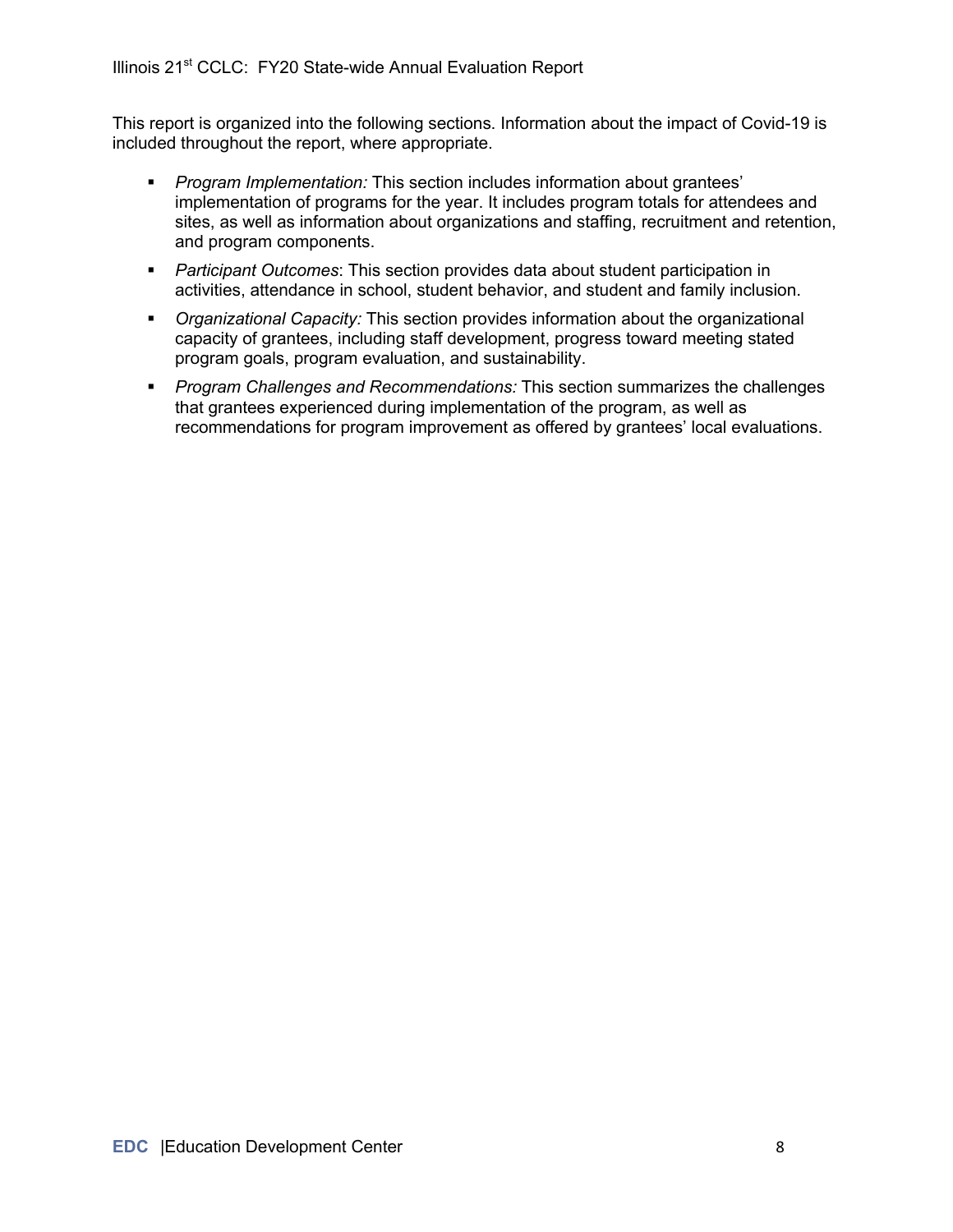This report is organized into the following sections. Information about the impact of Covid-19 is included throughout the report, where appropriate.

- *Program Implementation:* This section includes information about grantees' implementation of programs for the year. It includes program totals for attendees and sites, as well as information about organizations and staffing, recruitment and retention, and program components.
- *Participant Outcomes*: This section provides data about student participation in activities, attendance in school, student behavior, and student and family inclusion.
- *Organizational Capacity:* This section provides information about the organizational capacity of grantees, including staff development, progress toward meeting stated program goals, program evaluation, and sustainability.
- *Program Challenges and Recommendations:* This section summarizes the challenges that grantees experienced during implementation of the program, as well as recommendations for program improvement as offered by grantees' local evaluations.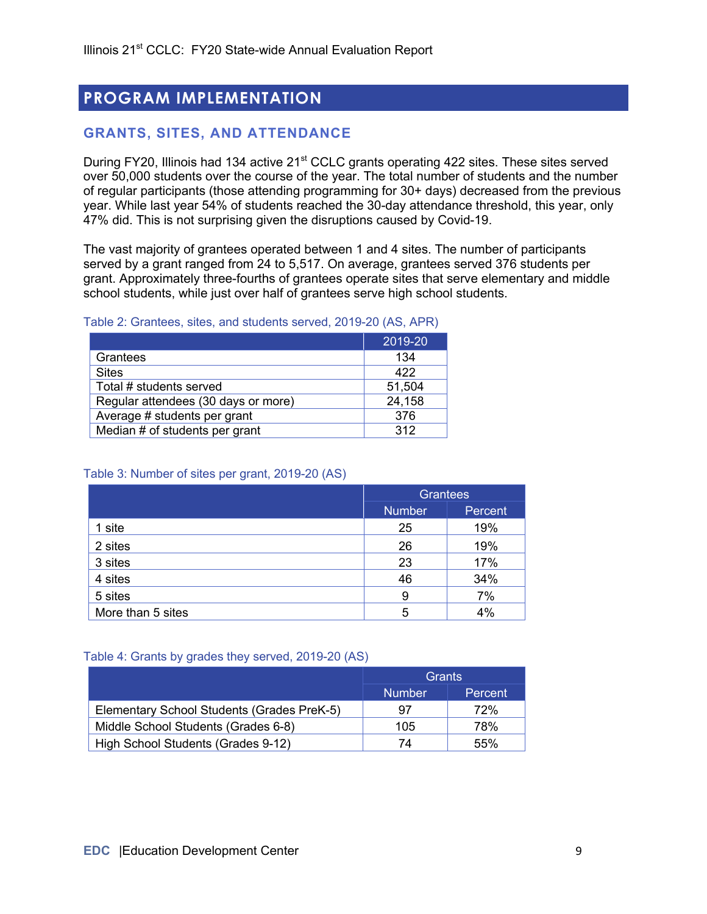# PROGRAM IMPLEMENTATION

## GRANTS, SITES, AND ATTENDANCE

During FY20, Illinois had 134 active 21st CCLC grants operating 422 sites. These sites served over 50,000 students over the course of the year. The total number of students and the number of regular participants (those attending programming for 30+ days) decreased from the previous year. While last year 54% of students reached the 30-day attendance threshold, this year, only 47% did. This is not surprising given the disruptions caused by Covid-19.

The vast majority of grantees operated between 1 and 4 sites. The number of participants served by a grant ranged from 24 to 5,517. On average, grantees served 376 students per grant. Approximately three-fourths of grantees operate sites that serve elementary and middle school students, while just over half of grantees serve high school students.

Table 2: Grantees, sites, and students served, 2019-20 (AS, APR)

| | 2019-20 |
|---|---|
| Grantees | 134 |
| Sites | 422 |
| Total # students served | 51,504 |
| Regular attendees (30 days or more) | 24,158 |
| Average # students per grant | 376 |
| Median # of students per grant | 312 |

Table 3: Number of sites per grant, 2019-20 (AS)

| | Grantees | |
|---|---|---|
| | Number | Percent |
| 1 site | 25 | 19% |
| 2 sites | 26 | 19% |
| 3 sites | 23 | 17% |
| 4 sites | 46 | 34% |
| 5 sites | 9 | 7% |
| More than 5 sites | 5 | 4% |

Table 4: Grants by grades they served, 2019-20 (AS)

| | Grants | |
|---|---|---|
| | Number | Percent |
| Elementary School Students (Grades PreK-5) | 97 | 72% |
| Middle School Students (Grades 6-8) | 105 | 78% |
| High School Students (Grades 9-12) | 74 | 55% |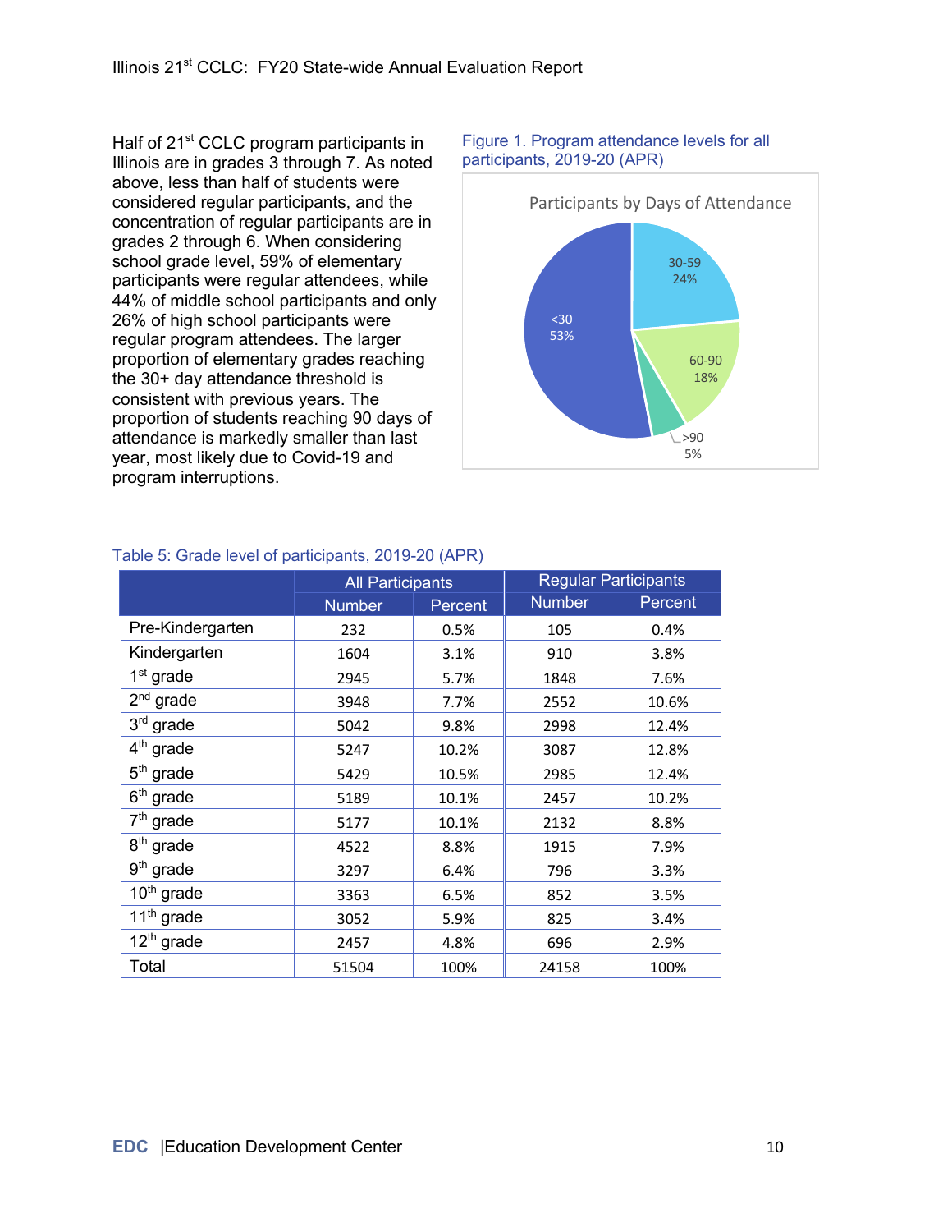Half of 21st CCLC program participants in Illinois are in grades 3 through 7. As noted above, less than half of students were considered regular participants, and the concentration of regular participants are in grades 2 through 6. When considering school grade level, 59% of elementary participants were regular attendees, while 44% of middle school participants and only 26% of high school participants were regular program attendees. The larger proportion of elementary grades reaching the 30+ day attendance threshold is consistent with previous years. The proportion of students reaching 90 days of attendance is markedly smaller than last year, most likely due to Covid-19 and program interruptions.

Figure 1. Program attendance levels for all participants, 2019-20 (APR)

Participants by Days of Attendance

- <30: 53%
- 30-59: 24%
- 60-90: 18%
- >90: 5%

Table 5: Grade level of participants, 2019-20 (APR)

| | All Participants | | Regular Participants | |
|---|---|---|---|---|
| | Number | Percent | Number | Percent |
| Pre-Kindergarten | 232 | 0.5% | 105 | 0.4% |
| Kindergarten | 1604 | 3.1% | 910 | 3.8% |
| 1st grade | 2945 | 5.7% | 1848 | 7.6% |
| 2nd grade | 3948 | 7.7% | 2552 | 10.6% |
| 3rd grade | 5042 | 9.8% | 2998 | 12.4% |
| 4th grade | 5247 | 10.2% | 3087 | 12.8% |
| 5th grade | 5429 | 10.5% | 2985 | 12.4% |
| 6th grade | 5189 | 10.1% | 2457 | 10.2% |
| 7th grade | 5177 | 10.1% | 2132 | 8.8% |
| 8th grade | 4522 | 8.8% | 1915 | 7.9% |
| 9th grade | 3297 | 6.4% | 796 | 3.3% |
| 10th grade | 3363 | 6.5% | 852 | 3.5% |
| 11th grade | 3052 | 5.9% | 825 | 3.4% |
| 12th grade | 2457 | 4.8% | 696 | 2.9% |
| Total | 51504 | 100% | 24158 | 100% |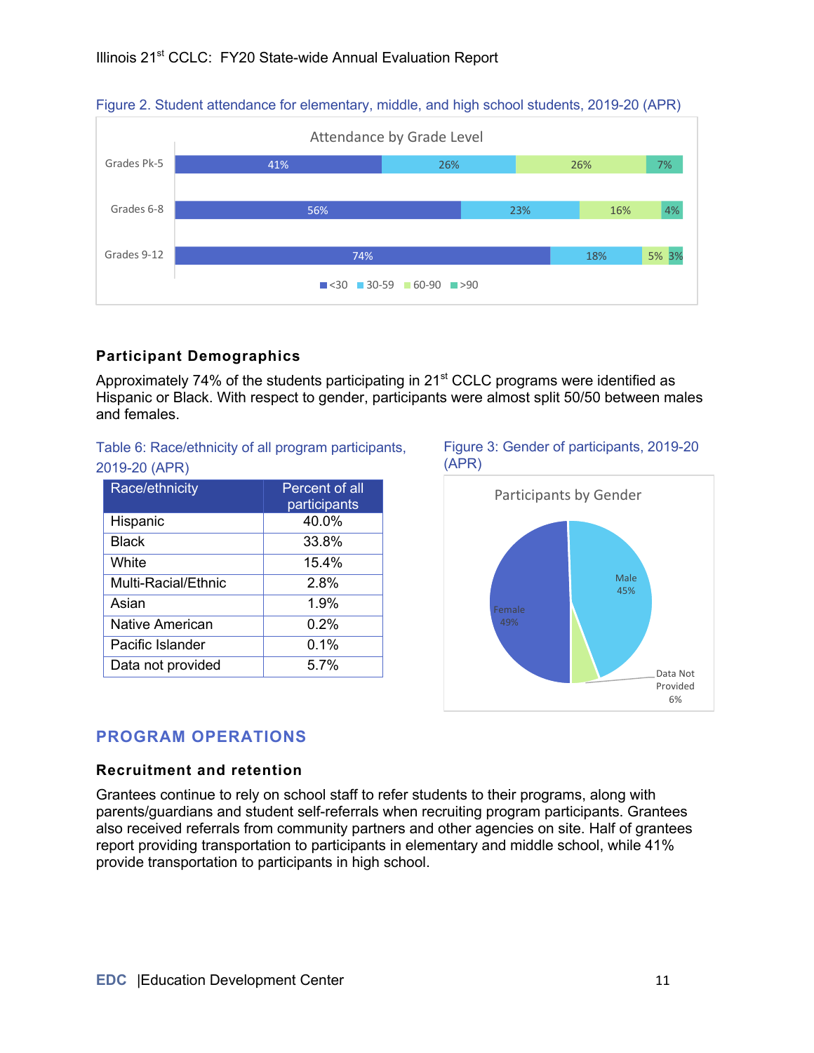Figure 2. Student attendance for elementary, middle, and high school students, 2019-20 (APR)

**Attendance by Grade Level**

| Grade Level | <30 | 30-59 | 60-90 | >90 |
|---|---|---|---|---|
| Grades Pk-5 | 41% | 26% | 26% | 7% |
| Grades 6-8 | 56% | 23% | 16% | 4% |
| Grades 9-12 | 74% | 18% | 5% | 3% |

### Participant Demographics

Approximately 74% of the students participating in 21st CCLC programs were identified as Hispanic or Black. With respect to gender, participants were almost split 50/50 between males and females.

Table 6: Race/ethnicity of all program participants, 2019-20 (APR)

| Race/ethnicity | Percent of all participants |
|---|---|
| Hispanic | 40.0% |
| Black | 33.8% |
| White | 15.4% |
| Multi-Racial/Ethnic | 2.8% |
| Asian | 1.9% |
| Native American | 0.2% |
| Pacific Islander | 0.1% |
| Data not provided | 5.7% |

Figure 3: Gender of participants, 2019-20 (APR)

**Participants by Gender**

| Gender | Percent |
|---|---|
| Female | 49% |
| Male | 45% |
| Data Not Provided | 6% |

## PROGRAM OPERATIONS

### Recruitment and retention

Grantees continue to rely on school staff to refer students to their programs, along with parents/guardians and student self-referrals when recruiting program participants. Grantees also received referrals from community partners and other agencies on site. Half of grantees report providing transportation to participants in elementary and middle school, while 41% provide transportation to participants in high school.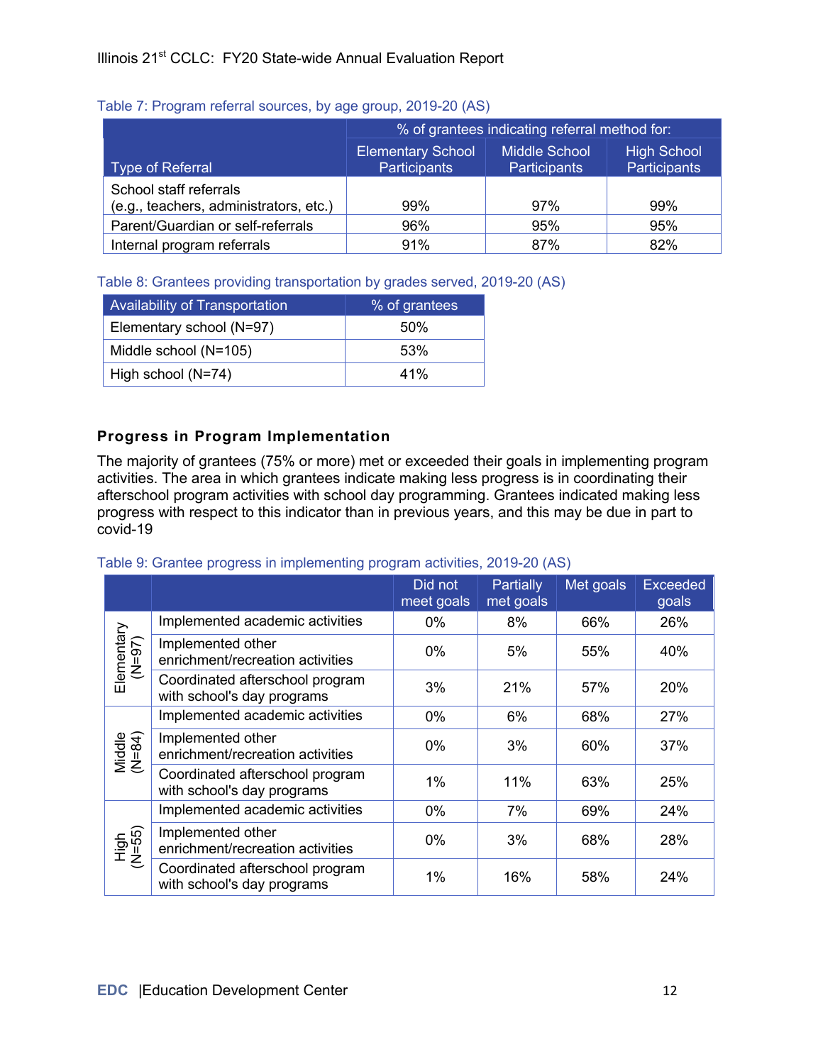Table 7: Program referral sources, by age group, 2019-20 (AS)

| Type of Referral | % of grantees indicating referral method for: | | |
|---|---|---|---|
| | Elementary School Participants | Middle School Participants | High School Participants |
| School staff referrals (e.g., teachers, administrators, etc.) | 99% | 97% | 99% |
| Parent/Guardian or self-referrals | 96% | 95% | 95% |
| Internal program referrals | 91% | 87% | 82% |

Table 8: Grantees providing transportation by grades served, 2019-20 (AS)

| Availability of Transportation | % of grantees |
|---|---|
| Elementary school (N=97) | 50% |
| Middle school (N=105) | 53% |
| High school (N=74) | 41% |

### Progress in Program Implementation

The majority of grantees (75% or more) met or exceeded their goals in implementing program activities. The area in which grantees indicate making less progress is in coordinating their afterschool program activities with school day programming. Grantees indicated making less progress with respect to this indicator than in previous years, and this may be due in part to covid-19

Table 9: Grantee progress in implementing program activities, 2019-20 (AS)

| | | Did not meet goals | Partially met goals | Met goals | Exceeded goals |
|---|---|---|---|---|---|
| Elementary (N=97) | Implemented academic activities | 0% | 8% | 66% | 26% |
| | Implemented other enrichment/recreation activities | 0% | 5% | 55% | 40% |
| | Coordinated afterschool program with school's day programs | 3% | 21% | 57% | 20% |
| Middle (N=84) | Implemented academic activities | 0% | 6% | 68% | 27% |
| | Implemented other enrichment/recreation activities | 0% | 3% | 60% | 37% |
| | Coordinated afterschool program with school's day programs | 1% | 11% | 63% | 25% |
| High (N=55) | Implemented academic activities | 0% | 7% | 69% | 24% |
| | Implemented other enrichment/recreation activities | 0% | 3% | 68% | 28% |
| | Coordinated afterschool program with school's day programs | 1% | 16% | 58% | 24% |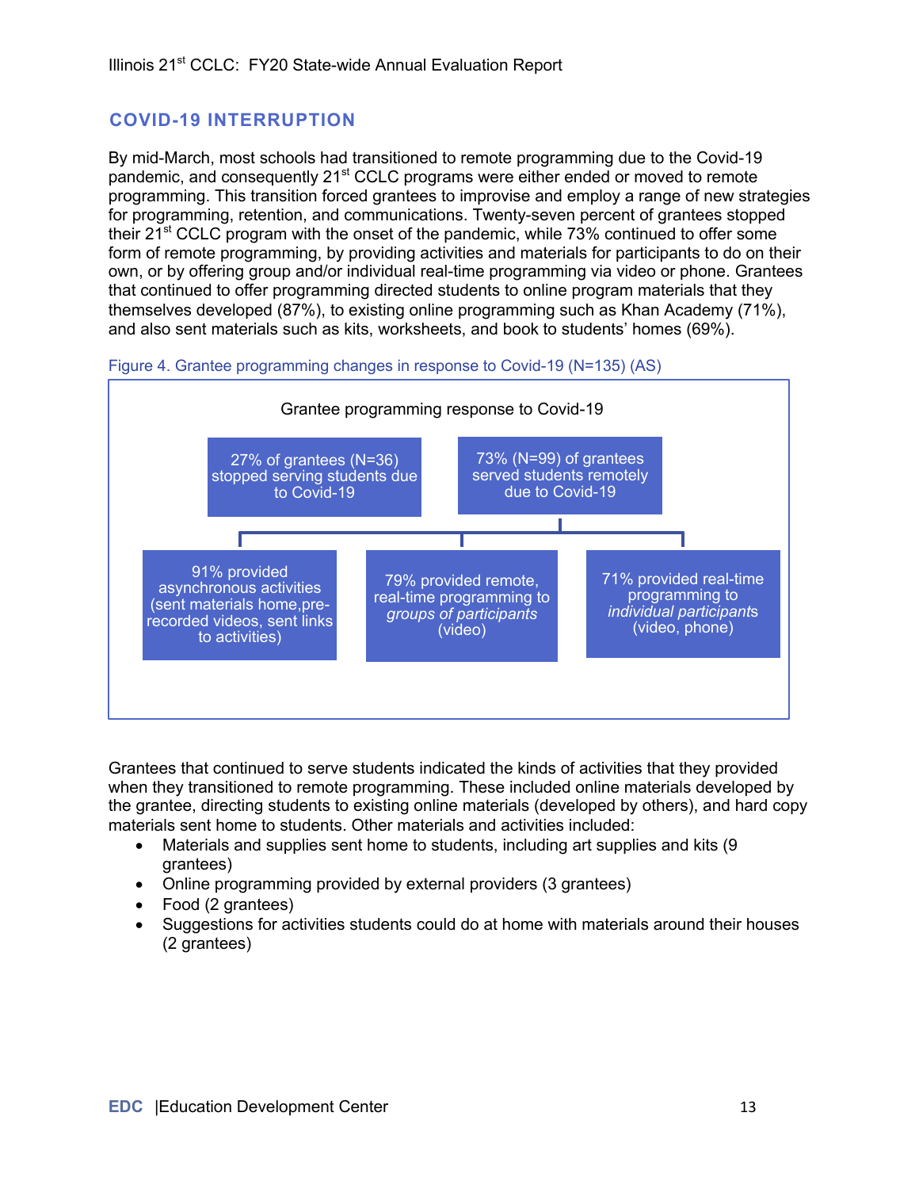## COVID-19 INTERRUPTION

By mid-March, most schools had transitioned to remote programming due to the Covid-19 pandemic, and consequently 21st CCLC programs were either ended or moved to remote programming. This transition forced grantees to improvise and employ a range of new strategies for programming, retention, and communications. Twenty-seven percent of grantees stopped their 21st CCLC program with the onset of the pandemic, while 73% continued to offer some form of remote programming, by providing activities and materials for participants to do on their own, or by offering group and/or individual real-time programming via video or phone. Grantees that continued to offer programming directed students to online program materials that they themselves developed (87%), to existing online programming such as Khan Academy (71%), and also sent materials such as kits, worksheets, and book to students' homes (69%).

Figure 4. Grantee programming changes in response to Covid-19 (N=135) (AS)

Grantee programming response to Covid-19

- 27% of grantees (N=36) stopped serving students due to Covid-19
- 73% (N=99) of grantees served students remotely due to Covid-19
  - 91% provided asynchronous activities (sent materials home,pre-recorded videos, sent links to activities)
  - 79% provided remote, real-time programming to *groups of participants* (video)
  - 71% provided real-time programming to *individual participants* (video, phone)

Grantees that continued to serve students indicated the kinds of activities that they provided when they transitioned to remote programming. These included online materials developed by the grantee, directing students to existing online materials (developed by others), and hard copy materials sent home to students. Other materials and activities included:

- Materials and supplies sent home to students, including art supplies and kits (9 grantees)
- Online programming provided by external providers (3 grantees)
- Food (2 grantees)
- Suggestions for activities students could do at home with materials around their houses (2 grantees)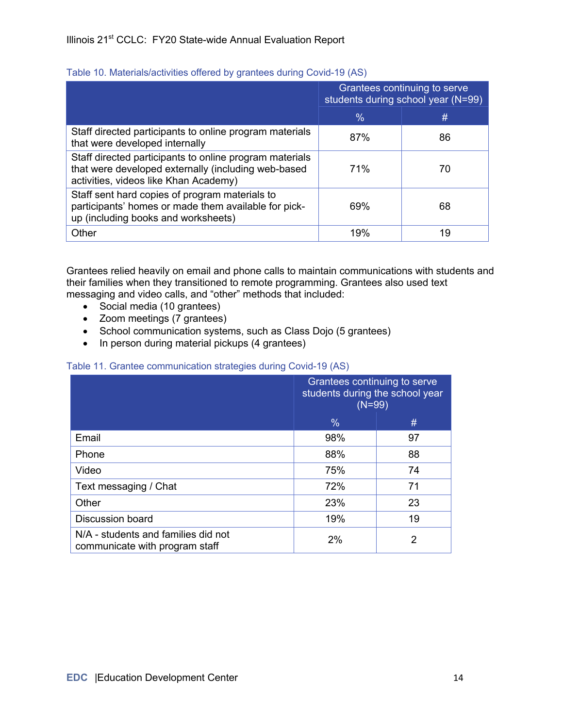Table 10. Materials/activities offered by grantees during Covid-19 (AS)

| | Grantees continuing to serve students during school year (N=99) | |
|---|---|---|
| | % | # |
| Staff directed participants to online program materials that were developed internally | 87% | 86 |
| Staff directed participants to online program materials that were developed externally (including web-based activities, videos like Khan Academy) | 71% | 70 |
| Staff sent hard copies of program materials to participants' homes or made them available for pick-up (including books and worksheets) | 69% | 68 |
| Other | 19% | 19 |

Grantees relied heavily on email and phone calls to maintain communications with students and their families when they transitioned to remote programming. Grantees also used text messaging and video calls, and "other" methods that included:

- Social media (10 grantees)
- Zoom meetings (7 grantees)
- School communication systems, such as Class Dojo (5 grantees)
- In person during material pickups (4 grantees)

Table 11. Grantee communication strategies during Covid-19 (AS)

| | Grantees continuing to serve students during the school year (N=99) | |
|---|---|---|
| | % | # |
| Email | 98% | 97 |
| Phone | 88% | 88 |
| Video | 75% | 74 |
| Text messaging / Chat | 72% | 71 |
| Other | 23% | 23 |
| Discussion board | 19% | 19 |
| N/A - students and families did not communicate with program staff | 2% | 2 |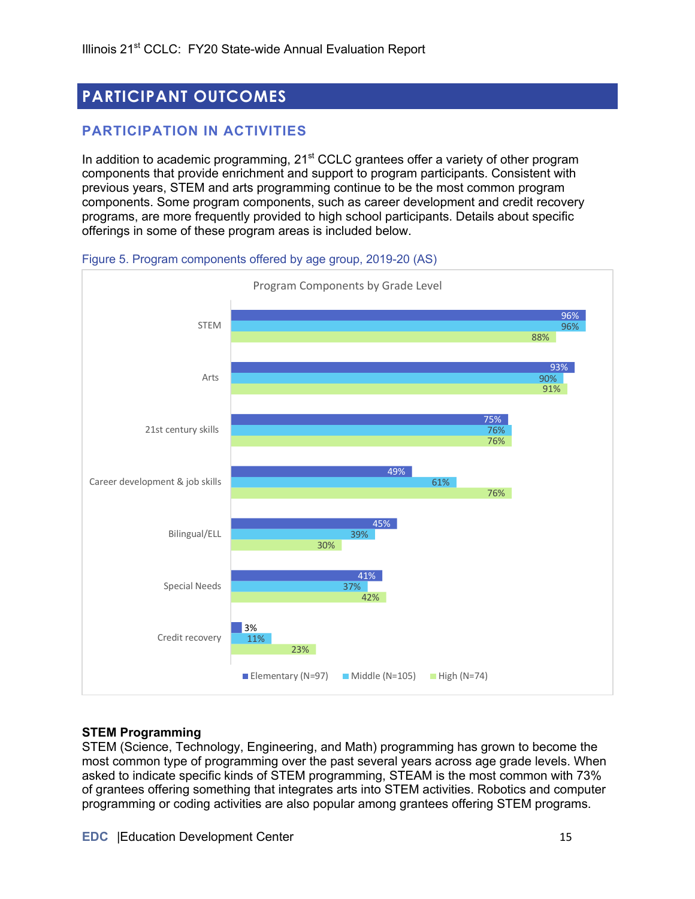# PARTICIPANT OUTCOMES

## PARTICIPATION IN ACTIVITIES

In addition to academic programming, 21st CCLC grantees offer a variety of other program components that provide enrichment and support to program participants. Consistent with previous years, STEM and arts programming continue to be the most common program components. Some program components, such as career development and credit recovery programs, are more frequently provided to high school participants. Details about specific offerings in some of these program areas is included below.

Figure 5. Program components offered by age group, 2019-20 (AS)

Program Components by Grade Level

| Component | Elementary (N=97) | Middle (N=105) | High (N=74) |
|---|---|---|---|
| STEM | 96% | 96% | 88% |
| Arts | 93% | 90% | 91% |
| 21st century skills | 75% | 76% | 76% |
| Career development & job skills | 49% | 61% | 76% |
| Bilingual/ELL | 45% | 39% | 30% |
| Special Needs | 41% | 37% | 42% |
| Credit recovery | 3% | 11% | 23% |

**STEM Programming**

STEM (Science, Technology, Engineering, and Math) programming has grown to become the most common type of programming over the past several years across age grade levels. When asked to indicate specific kinds of STEM programming, STEAM is the most common with 73% of grantees offering something that integrates arts into STEM activities. Robotics and computer programming or coding activities are also popular among grantees offering STEM programs.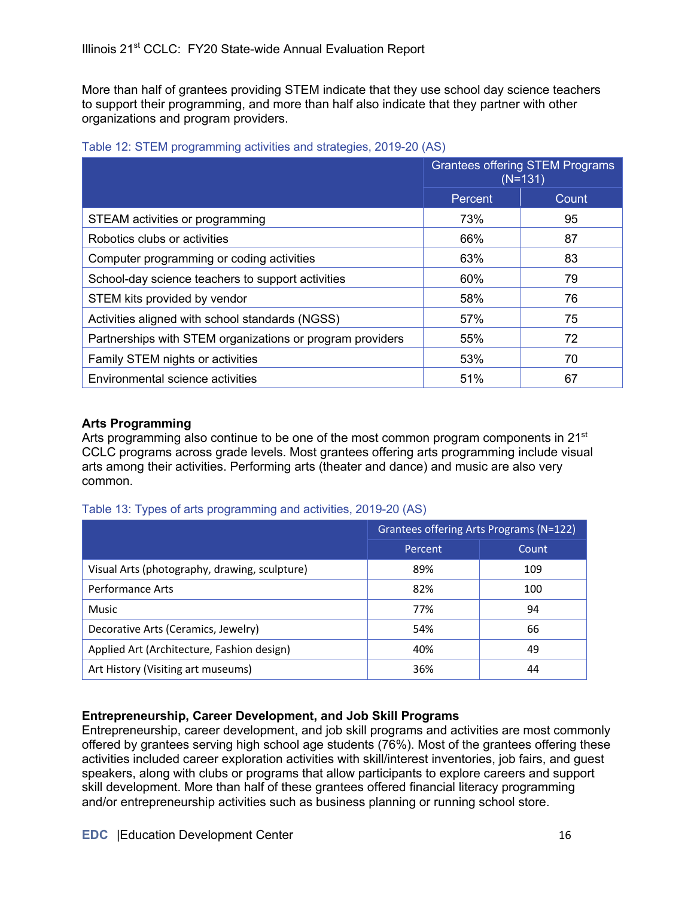More than half of grantees providing STEM indicate that they use school day science teachers to support their programming, and more than half also indicate that they partner with other organizations and program providers.

Table 12: STEM programming activities and strategies, 2019-20 (AS)

| | Grantees offering STEM Programs (N=131) | |
|---|---|---|
| | Percent | Count |
| STEAM activities or programming | 73% | 95 |
| Robotics clubs or activities | 66% | 87 |
| Computer programming or coding activities | 63% | 83 |
| School-day science teachers to support activities | 60% | 79 |
| STEM kits provided by vendor | 58% | 76 |
| Activities aligned with school standards (NGSS) | 57% | 75 |
| Partnerships with STEM organizations or program providers | 55% | 72 |
| Family STEM nights or activities | 53% | 70 |
| Environmental science activities | 51% | 67 |

### Arts Programming

Arts programming also continue to be one of the most common program components in 21st CCLC programs across grade levels. Most grantees offering arts programming include visual arts among their activities. Performing arts (theater and dance) and music are also very common.

Table 13: Types of arts programming and activities, 2019-20 (AS)

| | Grantees offering Arts Programs (N=122) | |
|---|---|---|
| | Percent | Count |
| Visual Arts (photography, drawing, sculpture) | 89% | 109 |
| Performance Arts | 82% | 100 |
| Music | 77% | 94 |
| Decorative Arts (Ceramics, Jewelry) | 54% | 66 |
| Applied Art (Architecture, Fashion design) | 40% | 49 |
| Art History (Visiting art museums) | 36% | 44 |

### Entrepreneurship, Career Development, and Job Skill Programs

Entrepreneurship, career development, and job skill programs and activities are most commonly offered by grantees serving high school age students (76%). Most of the grantees offering these activities included career exploration activities with skill/interest inventories, job fairs, and guest speakers, along with clubs or programs that allow participants to explore careers and support skill development. More than half of these grantees offered financial literacy programming and/or entrepreneurship activities such as business planning or running school store.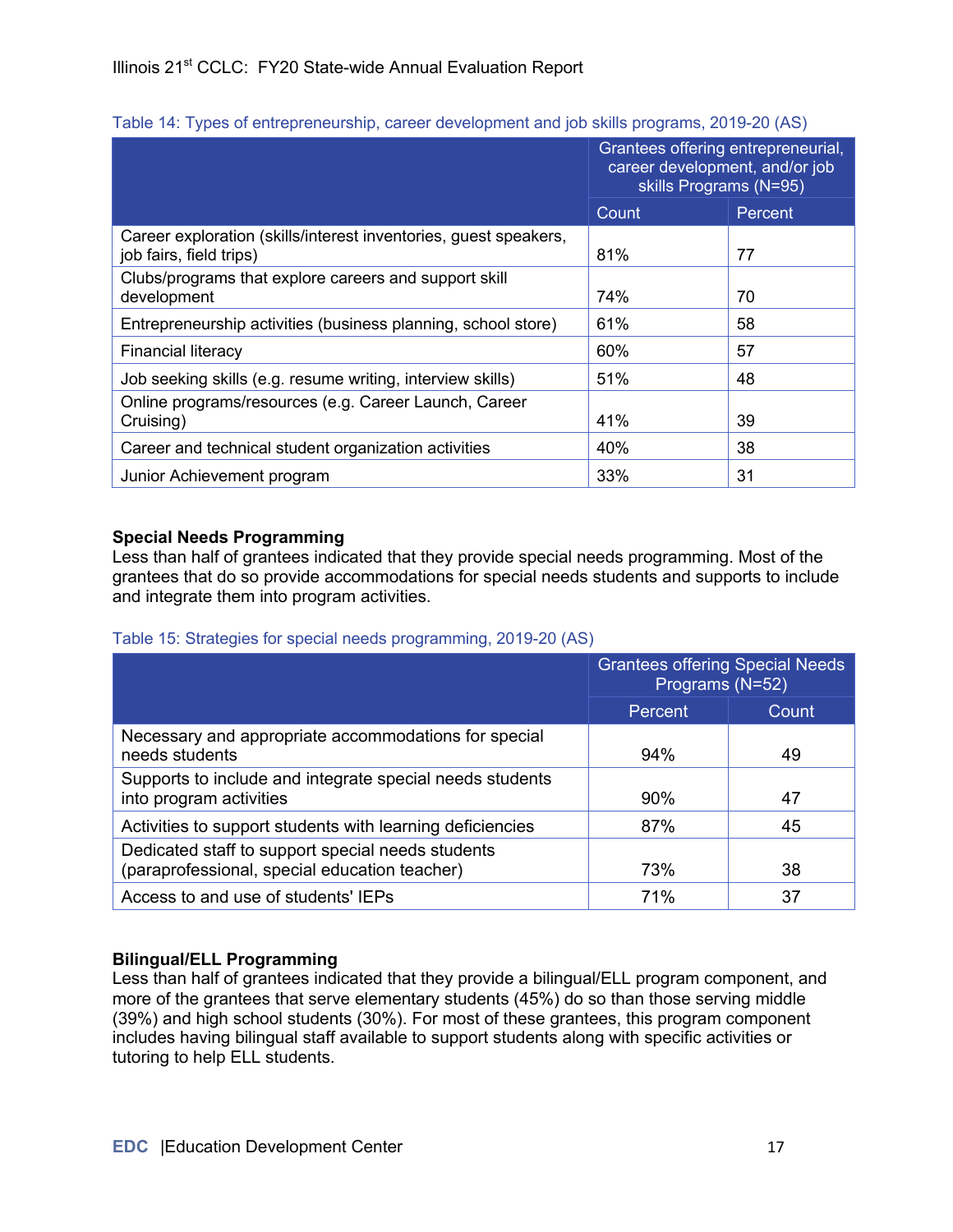Table 14: Types of entrepreneurship, career development and job skills programs, 2019-20 (AS)

| | Grantees offering entrepreneurial, career development, and/or job skills Programs (N=95) | |
|---|---|---|
| | Count | Percent |
| Career exploration (skills/interest inventories, guest speakers, job fairs, field trips) | 81% | 77 |
| Clubs/programs that explore careers and support skill development | 74% | 70 |
| Entrepreneurship activities (business planning, school store) | 61% | 58 |
| Financial literacy | 60% | 57 |
| Job seeking skills (e.g. resume writing, interview skills) | 51% | 48 |
| Online programs/resources (e.g. Career Launch, Career Cruising) | 41% | 39 |
| Career and technical student organization activities | 40% | 38 |
| Junior Achievement program | 33% | 31 |

**Special Needs Programming**
Less than half of grantees indicated that they provide special needs programming. Most of the grantees that do so provide accommodations for special needs students and supports to include and integrate them into program activities.

Table 15: Strategies for special needs programming, 2019-20 (AS)

| | Grantees offering Special Needs Programs (N=52) | |
|---|---|---|
| | Percent | Count |
| Necessary and appropriate accommodations for special needs students | 94% | 49 |
| Supports to include and integrate special needs students into program activities | 90% | 47 |
| Activities to support students with learning deficiencies | 87% | 45 |
| Dedicated staff to support special needs students (paraprofessional, special education teacher) | 73% | 38 |
| Access to and use of students' IEPs | 71% | 37 |

**Bilingual/ELL Programming**
Less than half of grantees indicated that they provide a bilingual/ELL program component, and more of the grantees that serve elementary students (45%) do so than those serving middle (39%) and high school students (30%). For most of these grantees, this program component includes having bilingual staff available to support students along with specific activities or tutoring to help ELL students.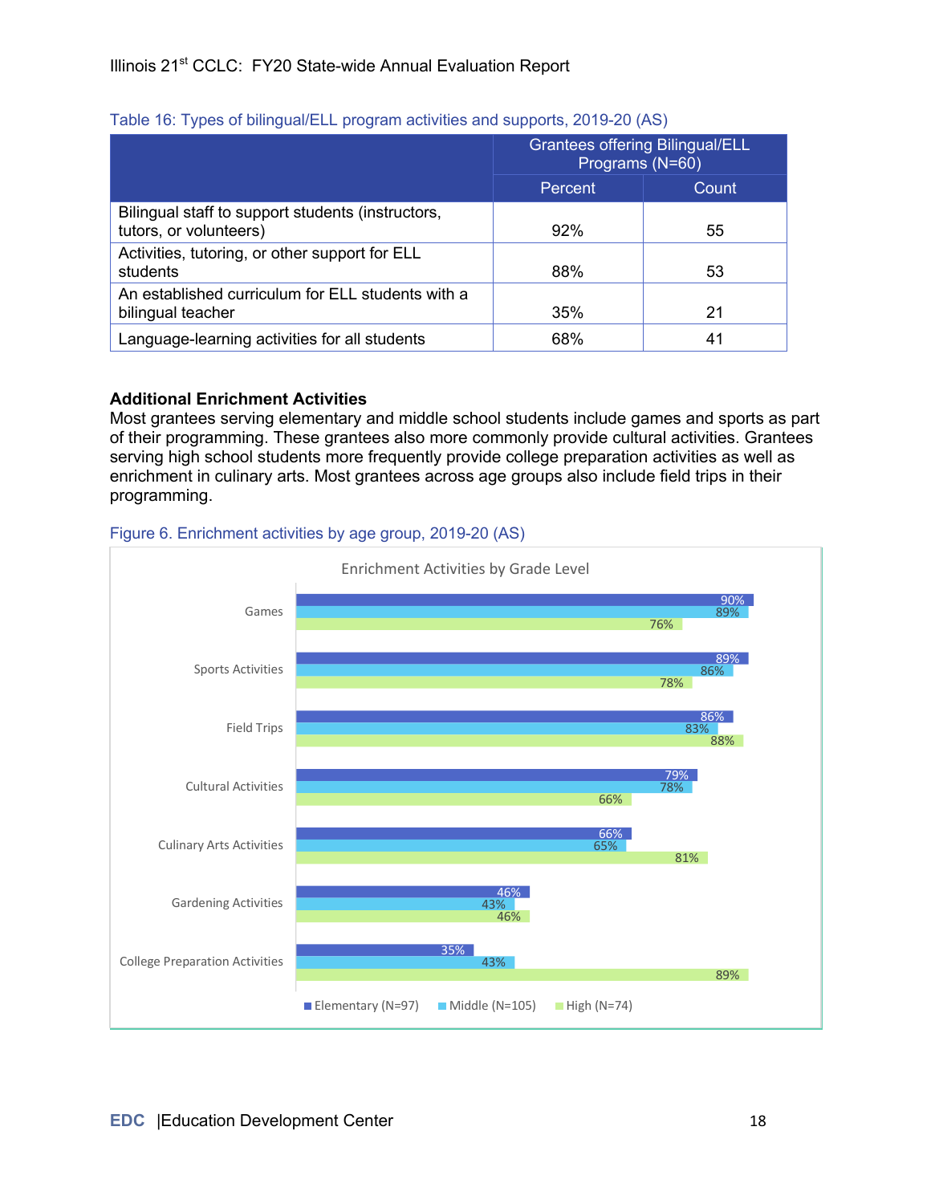Table 16: Types of bilingual/ELL program activities and supports, 2019-20 (AS)

| | Grantees offering Bilingual/ELL Programs (N=60) | |
|---|---|---|
| | Percent | Count |
| Bilingual staff to support students (instructors, tutors, or volunteers) | 92% | 55 |
| Activities, tutoring, or other support for ELL students | 88% | 53 |
| An established curriculum for ELL students with a bilingual teacher | 35% | 21 |
| Language-learning activities for all students | 68% | 41 |

### Additional Enrichment Activities

Most grantees serving elementary and middle school students include games and sports as part of their programming. These grantees also more commonly provide cultural activities. Grantees serving high school students more frequently provide college preparation activities as well as enrichment in culinary arts. Most grantees across age groups also include field trips in their programming.

Figure 6. Enrichment activities by age group, 2019-20 (AS)

Enrichment Activities by Grade Level

| | Elementary (N=97) | Middle (N=105) | High (N=74) |
|---|---|---|---|
| Games | 90% | 89% | 76% |
| Sports Activities | 89% | 86% | 78% |
| Field Trips | 86% | 83% | 88% |
| Cultural Activities | 79% | 78% | 66% |
| Culinary Arts Activities | 66% | 65% | 81% |
| Gardening Activities | 46% | 43% | 46% |
| College Preparation Activities | 35% | 43% | 89% |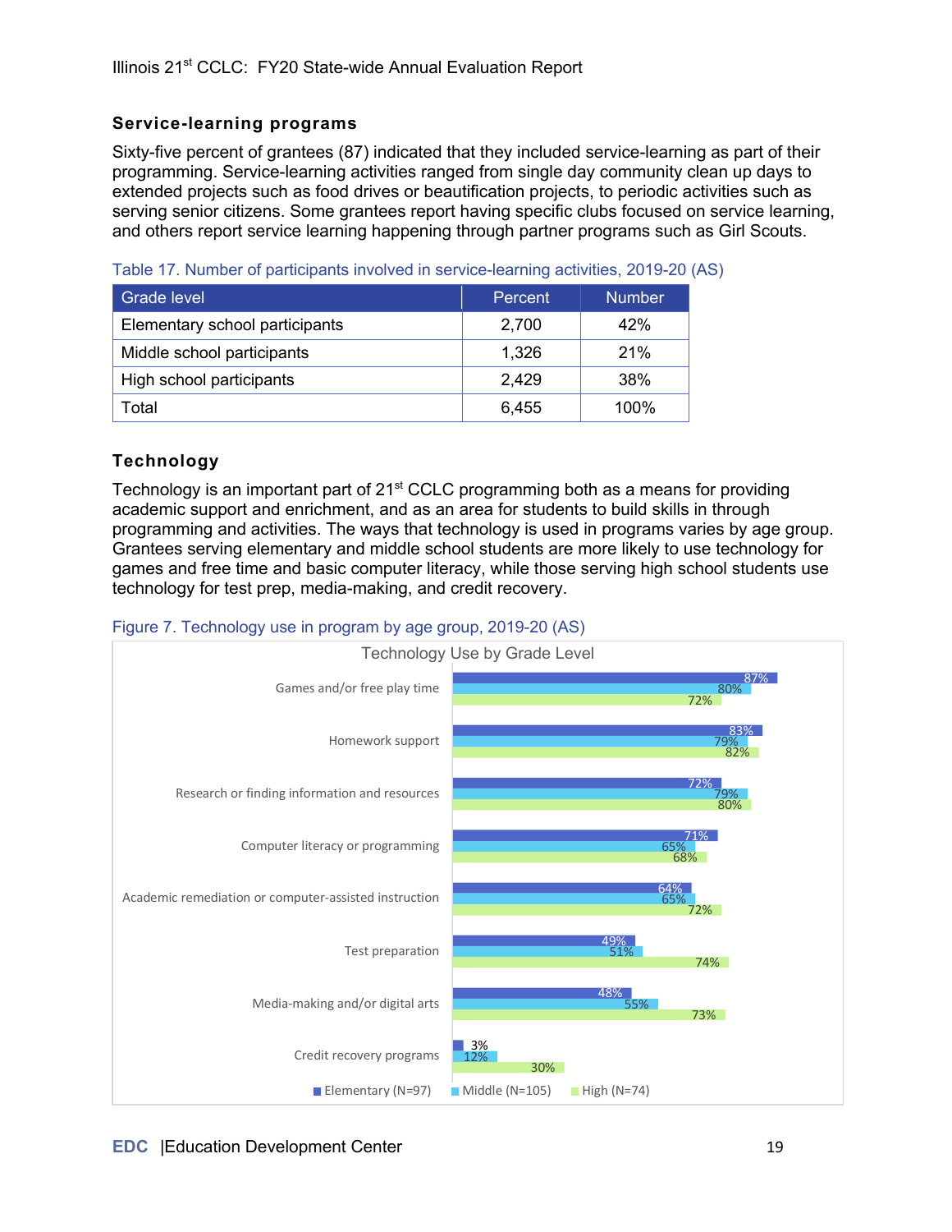### Service-learning programs

Sixty-five percent of grantees (87) indicated that they included service-learning as part of their programming. Service-learning activities ranged from single day community clean up days to extended projects such as food drives or beautification projects, to periodic activities such as serving senior citizens. Some grantees report having specific clubs focused on service learning, and others report service learning happening through partner programs such as Girl Scouts.

Table 17. Number of participants involved in service-learning activities, 2019-20 (AS)

| Grade level | Percent | Number |
|---|---|---|
| Elementary school participants | 2,700 | 42% |
| Middle school participants | 1,326 | 21% |
| High school participants | 2,429 | 38% |
| Total | 6,455 | 100% |

### Technology

Technology is an important part of 21st CCLC programming both as a means for providing academic support and enrichment, and as an area for students to build skills in through programming and activities. The ways that technology is used in programs varies by age group. Grantees serving elementary and middle school students are more likely to use technology for games and free time and basic computer literacy, while those serving high school students use technology for test prep, media-making, and credit recovery.

Figure 7. Technology use in program by age group, 2019-20 (AS)

Technology Use by Grade Level

| | Elementary (N=97) | Middle (N=105) | High (N=74) |
|---|---|---|---|
| Games and/or free play time | 87% | 80% | 72% |
| Homework support | 83% | 79% | 82% |
| Research or finding information and resources | 72% | 79% | 80% |
| Computer literacy or programming | 71% | 65% | 68% |
| Academic remediation or computer-assisted instruction | 64% | 65% | 72% |
| Test preparation | 49% | 51% | 74% |
| Media-making and/or digital arts | 48% | 55% | 73% |
| Credit recovery programs | 3% | 12% | 30% |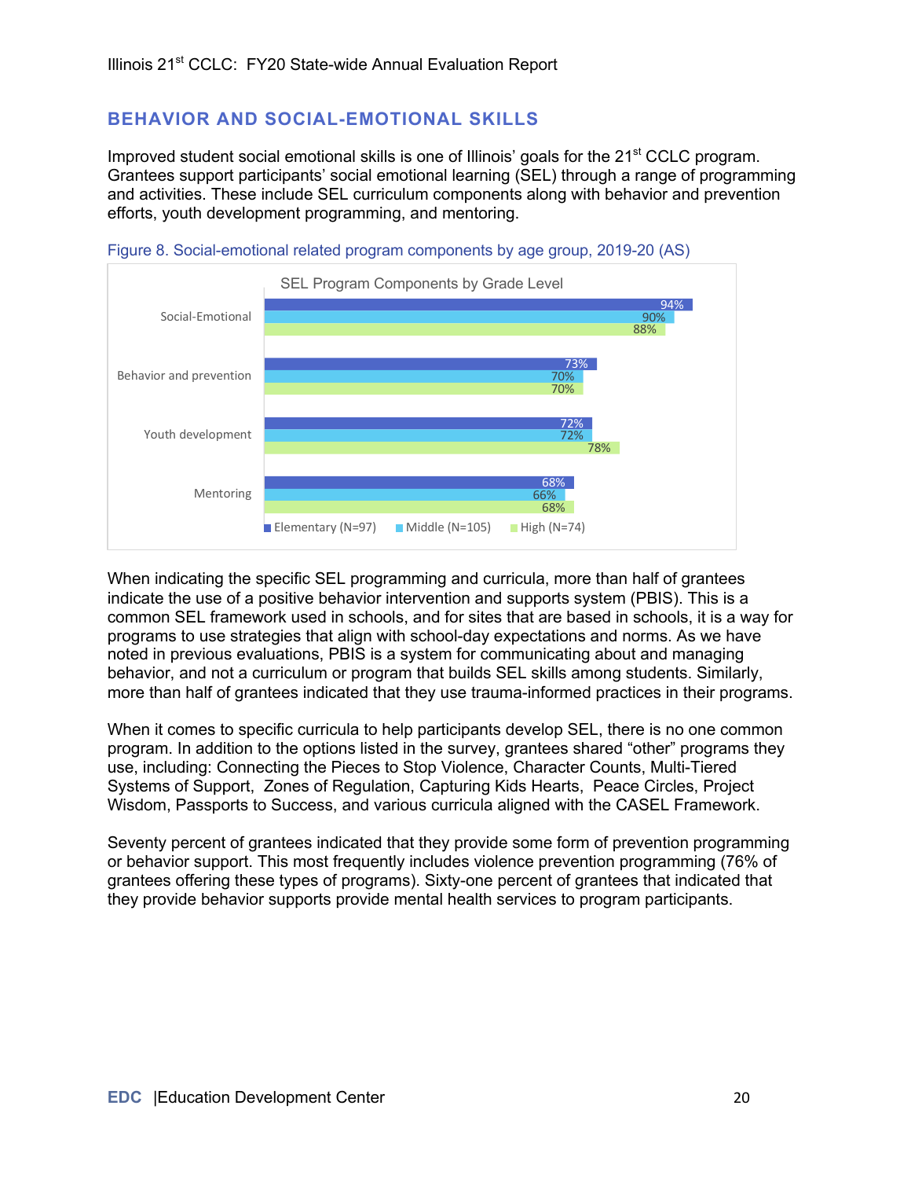## BEHAVIOR AND SOCIAL-EMOTIONAL SKILLS

Improved student social emotional skills is one of Illinois' goals for the 21st CCLC program. Grantees support participants' social emotional learning (SEL) through a range of programming and activities. These include SEL curriculum components along with behavior and prevention efforts, youth development programming, and mentoring.

Figure 8. Social-emotional related program components by age group, 2019-20 (AS)

SEL Program Components by Grade Level

| Component | Elementary (N=97) | Middle (N=105) | High (N=74) |
| --- | --- | --- | --- |
| Social-Emotional | 94% | 90% | 88% |
| Behavior and prevention | 73% | 70% | 70% |
| Youth development | 72% | 72% | 78% |
| Mentoring | 68% | 66% | 68% |

When indicating the specific SEL programming and curricula, more than half of grantees indicate the use of a positive behavior intervention and supports system (PBIS). This is a common SEL framework used in schools, and for sites that are based in schools, it is a way for programs to use strategies that align with school-day expectations and norms. As we have noted in previous evaluations, PBIS is a system for communicating about and managing behavior, and not a curriculum or program that builds SEL skills among students. Similarly, more than half of grantees indicated that they use trauma-informed practices in their programs.

When it comes to specific curricula to help participants develop SEL, there is no one common program. In addition to the options listed in the survey, grantees shared "other" programs they use, including: Connecting the Pieces to Stop Violence, Character Counts, Multi-Tiered Systems of Support, Zones of Regulation, Capturing Kids Hearts, Peace Circles, Project Wisdom, Passports to Success, and various curricula aligned with the CASEL Framework.

Seventy percent of grantees indicated that they provide some form of prevention programming or behavior support. This most frequently includes violence prevention programming (76% of grantees offering these types of programs). Sixty-one percent of grantees that indicated that they provide behavior supports provide mental health services to program participants.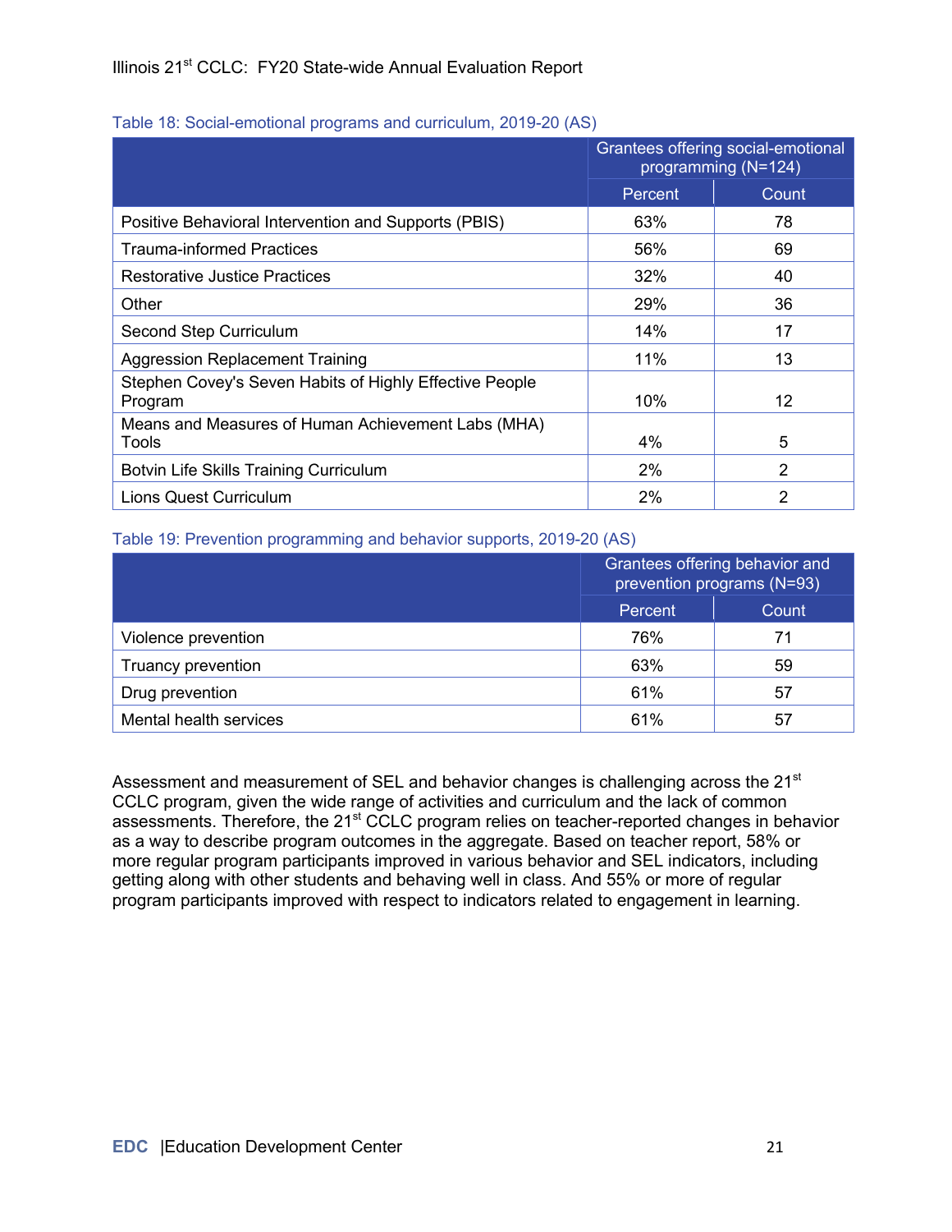Table 18: Social-emotional programs and curriculum, 2019-20 (AS)

| | Grantees offering social-emotional programming (N=124) | |
|---|---|---|
| | Percent | Count |
| Positive Behavioral Intervention and Supports (PBIS) | 63% | 78 |
| Trauma-informed Practices | 56% | 69 |
| Restorative Justice Practices | 32% | 40 |
| Other | 29% | 36 |
| Second Step Curriculum | 14% | 17 |
| Aggression Replacement Training | 11% | 13 |
| Stephen Covey's Seven Habits of Highly Effective People Program | 10% | 12 |
| Means and Measures of Human Achievement Labs (MHA) Tools | 4% | 5 |
| Botvin Life Skills Training Curriculum | 2% | 2 |
| Lions Quest Curriculum | 2% | 2 |

Table 19: Prevention programming and behavior supports, 2019-20 (AS)

| | Grantees offering behavior and prevention programs (N=93) | |
|---|---|---|
| | Percent | Count |
| Violence prevention | 76% | 71 |
| Truancy prevention | 63% | 59 |
| Drug prevention | 61% | 57 |
| Mental health services | 61% | 57 |

Assessment and measurement of SEL and behavior changes is challenging across the 21st CCLC program, given the wide range of activities and curriculum and the lack of common assessments. Therefore, the 21st CCLC program relies on teacher-reported changes in behavior as a way to describe program outcomes in the aggregate. Based on teacher report, 58% or more regular program participants improved in various behavior and SEL indicators, including getting along with other students and behaving well in class. And 55% or more of regular program participants improved with respect to indicators related to engagement in learning.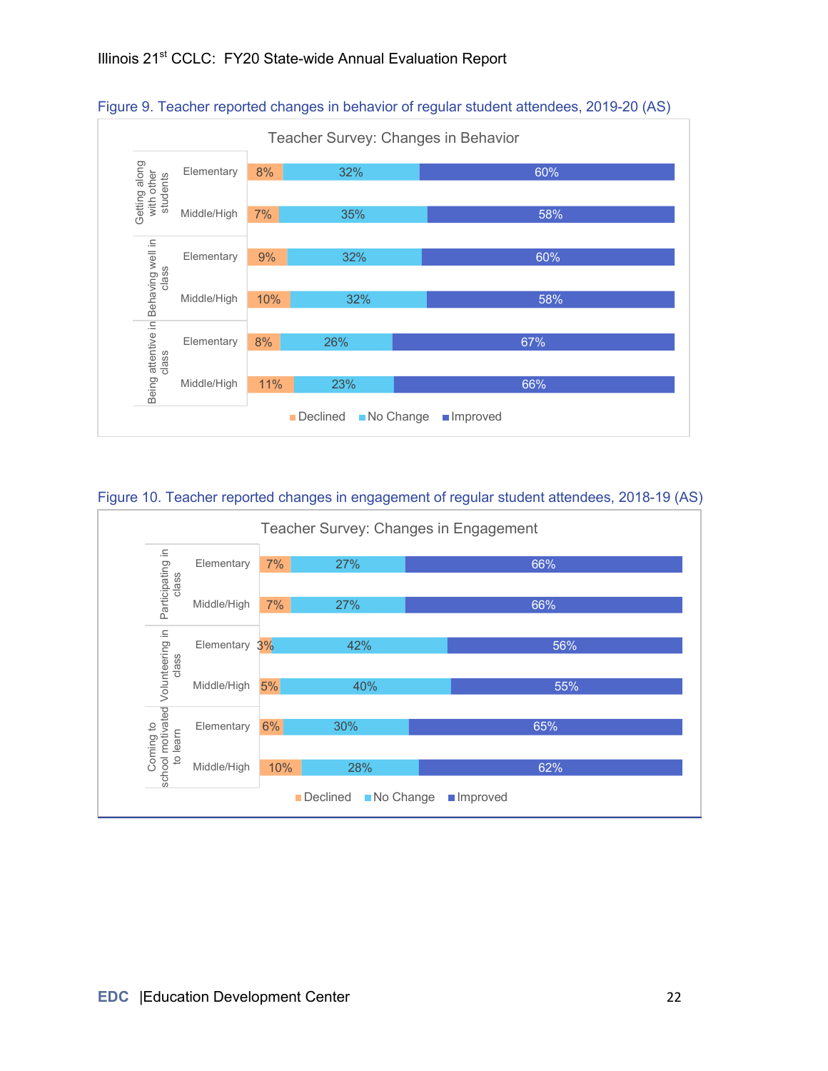Figure 9. Teacher reported changes in behavior of regular student attendees, 2019-20 (AS)

**Teacher Survey: Changes in Behavior**

| Category | Level | Declined | No Change | Improved |
|---|---|---|---|---|
| Getting along with other students | Elementary | 8% | 32% | 60% |
| | Middle/High | 7% | 35% | 58% |
| Behaving well in class | Elementary | 9% | 32% | 60% |
| | Middle/High | 10% | 32% | 58% |
| Being attentive in class | Elementary | 8% | 26% | 67% |
| | Middle/High | 11% | 23% | 66% |

Figure 10. Teacher reported changes in engagement of regular student attendees, 2018-19 (AS)

**Teacher Survey: Changes in Engagement**

| Category | Level | Declined | No Change | Improved |
|---|---|---|---|---|
| Participating in class | Elementary | 7% | 27% | 66% |
| | Middle/High | 7% | 27% | 66% |
| Volunteering in class | Elementary | 3% | 42% | 56% |
| | Middle/High | 5% | 40% | 55% |
| Coming to school motivated to learn | Elementary | 6% | 30% | 65% |
| | Middle/High | 10% | 28% | 62% |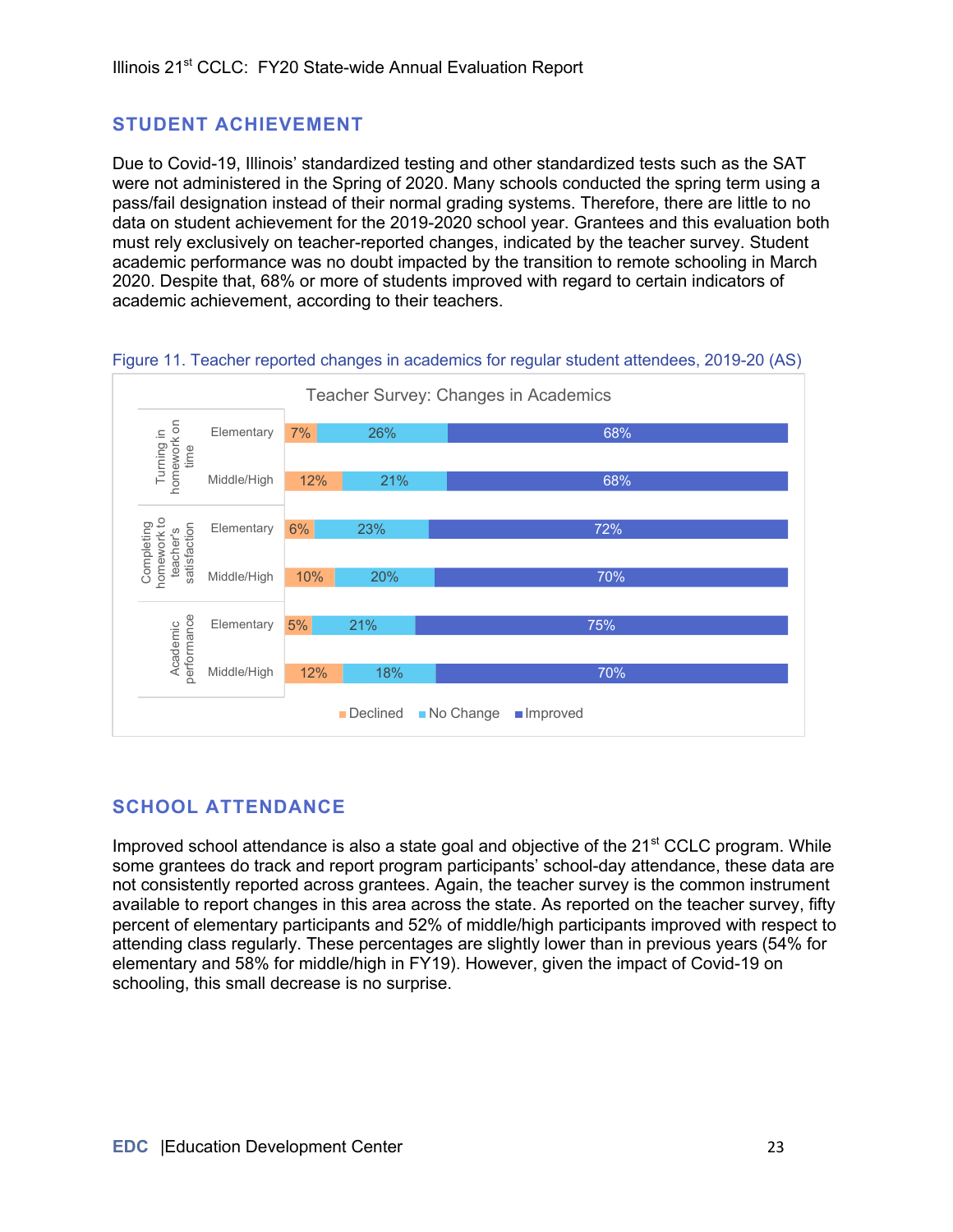## STUDENT ACHIEVEMENT

Due to Covid-19, Illinois' standardized testing and other standardized tests such as the SAT were not administered in the Spring of 2020. Many schools conducted the spring term using a pass/fail designation instead of their normal grading systems. Therefore, there are little to no data on student achievement for the 2019-2020 school year. Grantees and this evaluation both must rely exclusively on teacher-reported changes, indicated by the teacher survey. Student academic performance was no doubt impacted by the transition to remote schooling in March 2020. Despite that, 68% or more of students improved with regard to certain indicators of academic achievement, according to their teachers.

Figure 11. Teacher reported changes in academics for regular student attendees, 2019-20 (AS)

Teacher Survey: Changes in Academics

| Indicator | Level | Declined | No Change | Improved |
|---|---|---|---|---|
| Turning in homework on time | Elementary | 7% | 26% | 68% |
| | Middle/High | 12% | 21% | 68% |
| Completing homework to teacher's satisfaction | Elementary | 6% | 23% | 72% |
| | Middle/High | 10% | 20% | 70% |
| Academic performance | Elementary | 5% | 21% | 75% |
| | Middle/High | 12% | 18% | 70% |

## SCHOOL ATTENDANCE

Improved school attendance is also a state goal and objective of the 21st CCLC program. While some grantees do track and report program participants' school-day attendance, these data are not consistently reported across grantees. Again, the teacher survey is the common instrument available to report changes in this area across the state. As reported on the teacher survey, fifty percent of elementary participants and 52% of middle/high participants improved with respect to attending class regularly. These percentages are slightly lower than in previous years (54% for elementary and 58% for middle/high in FY19). However, given the impact of Covid-19 on schooling, this small decrease is no surprise.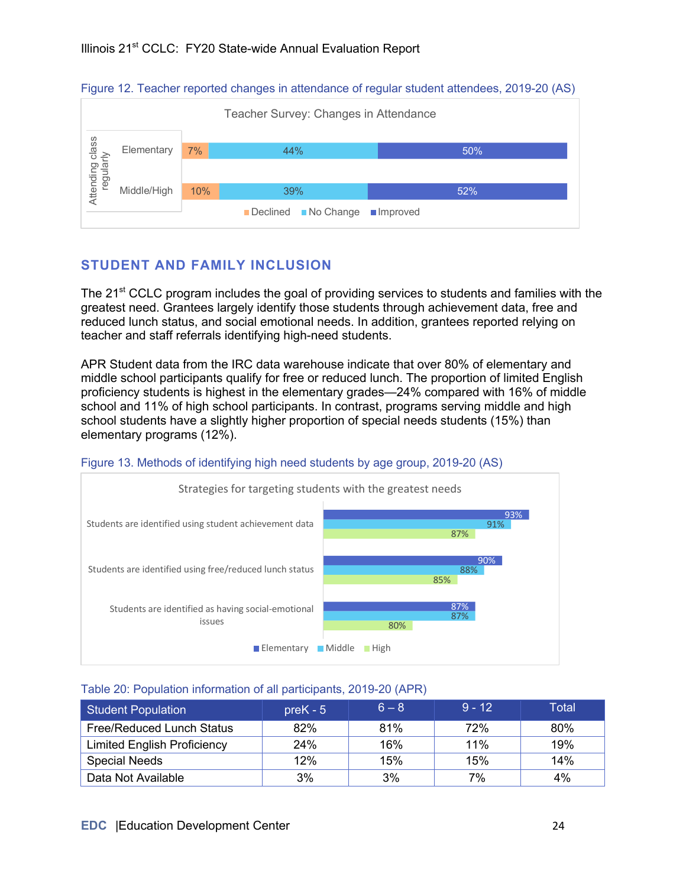Figure 12. Teacher reported changes in attendance of regular student attendees, 2019-20 (AS)

Teacher Survey: Changes in Attendance

| Attending class regularly | Declined | No Change | Improved |
|---|---|---|---|
| Elementary | 7% | 44% | 50% |
| Middle/High | 10% | 39% | 52% |

## STUDENT AND FAMILY INCLUSION

The 21st CCLC program includes the goal of providing services to students and families with the greatest need. Grantees largely identify those students through achievement data, free and reduced lunch status, and social emotional needs. In addition, grantees reported relying on teacher and staff referrals identifying high-need students.

APR Student data from the IRC data warehouse indicate that over 80% of elementary and middle school participants qualify for free or reduced lunch. The proportion of limited English proficiency students is highest in the elementary grades—24% compared with 16% of middle school and 11% of high school participants. In contrast, programs serving middle and high school students have a slightly higher proportion of special needs students (15%) than elementary programs (12%).

Figure 13. Methods of identifying high need students by age group, 2019-20 (AS)

Strategies for targeting students with the greatest needs

| Strategy | Elementary | Middle | High |
|---|---|---|---|
| Students are identified using student achievement data | 93% | 91% | 87% |
| Students are identified using free/reduced lunch status | 90% | 88% | 85% |
| Students are identified as having social-emotional issues | 87% | 87% | 80% |

Table 20: Population information of all participants, 2019-20 (APR)

| Student Population | preK - 5 | 6 – 8 | 9 - 12 | Total |
|---|---|---|---|---|
| Free/Reduced Lunch Status | 82% | 81% | 72% | 80% |
| Limited English Proficiency | 24% | 16% | 11% | 19% |
| Special Needs | 12% | 15% | 15% | 14% |
| Data Not Available | 3% | 3% | 7% | 4% |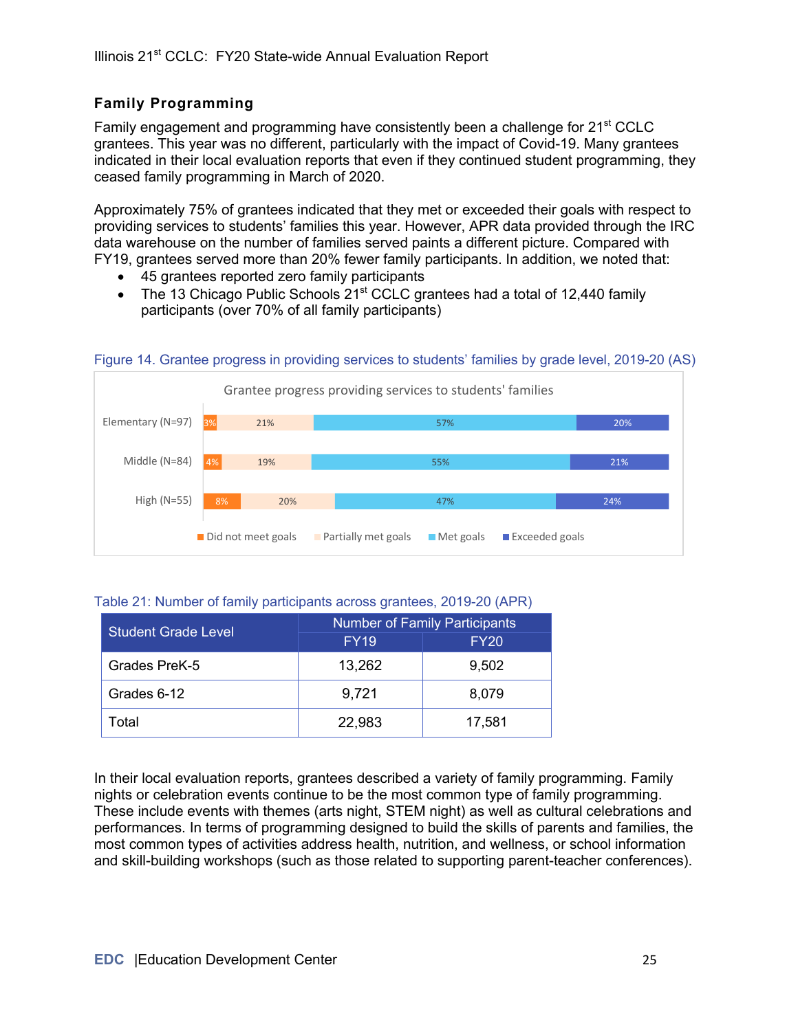## Family Programming

Family engagement and programming have consistently been a challenge for 21st CCLC grantees. This year was no different, particularly with the impact of Covid-19. Many grantees indicated in their local evaluation reports that even if they continued student programming, they ceased family programming in March of 2020.

Approximately 75% of grantees indicated that they met or exceeded their goals with respect to providing services to students' families this year. However, APR data provided through the IRC data warehouse on the number of families served paints a different picture. Compared with FY19, grantees served more than 20% fewer family participants. In addition, we noted that:

- 45 grantees reported zero family participants
- The 13 Chicago Public Schools 21st CCLC grantees had a total of 12,440 family participants (over 70% of all family participants)

Figure 14. Grantee progress in providing services to students' families by grade level, 2019-20 (AS)

Grantee progress providing services to students' families

| | Did not meet goals | Partially met goals | Met goals | Exceeded goals |
|---|---|---|---|---|
| Elementary (N=97) | 3% | 21% | 57% | 20% |
| Middle (N=84) | 4% | 19% | 55% | 21% |
| High (N=55) | 8% | 20% | 47% | 24% |

Table 21: Number of family participants across grantees, 2019-20 (APR)

| Student Grade Level | Number of Family Participants | |
|---|---|---|
| | FY19 | FY20 |
| Grades PreK-5 | 13,262 | 9,502 |
| Grades 6-12 | 9,721 | 8,079 |
| Total | 22,983 | 17,581 |

In their local evaluation reports, grantees described a variety of family programming. Family nights or celebration events continue to be the most common type of family programming. These include events with themes (arts night, STEM night) as well as cultural celebrations and performances. In terms of programming designed to build the skills of parents and families, the most common types of activities address health, nutrition, and wellness, or school information and skill-building workshops (such as those related to supporting parent-teacher conferences).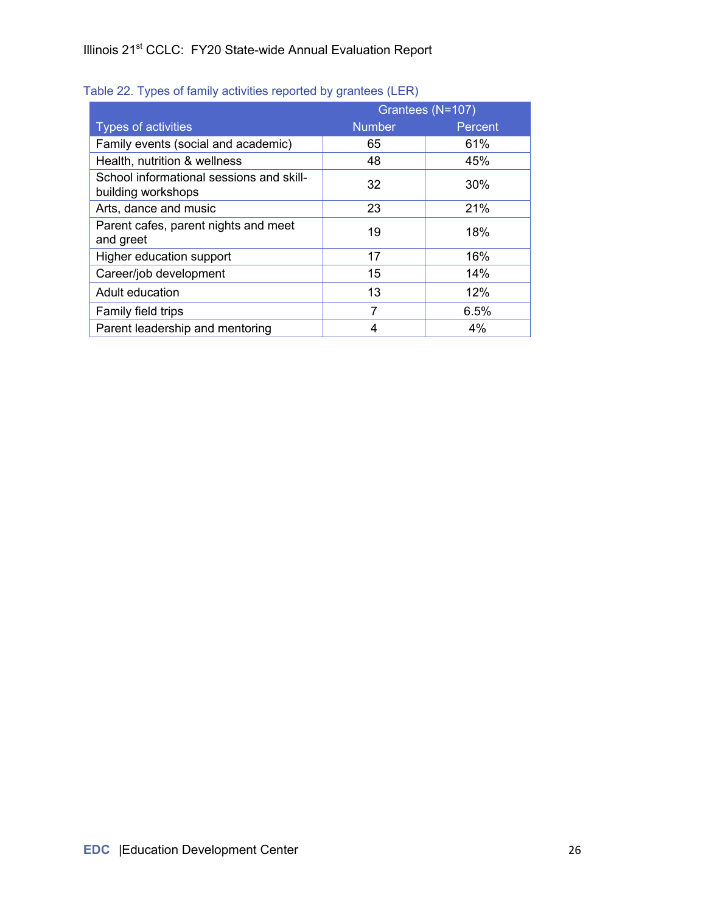Table 22. Types of family activities reported by grantees (LER)

| Types of activities | Grantees (N=107) | |
|---|---|---|
| | Number | Percent |
| Family events (social and academic) | 65 | 61% |
| Health, nutrition & wellness | 48 | 45% |
| School informational sessions and skill-building workshops | 32 | 30% |
| Arts, dance and music | 23 | 21% |
| Parent cafes, parent nights and meet and greet | 19 | 18% |
| Higher education support | 17 | 16% |
| Career/job development | 15 | 14% |
| Adult education | 13 | 12% |
| Family field trips | 7 | 6.5% |
| Parent leadership and mentoring | 4 | 4% |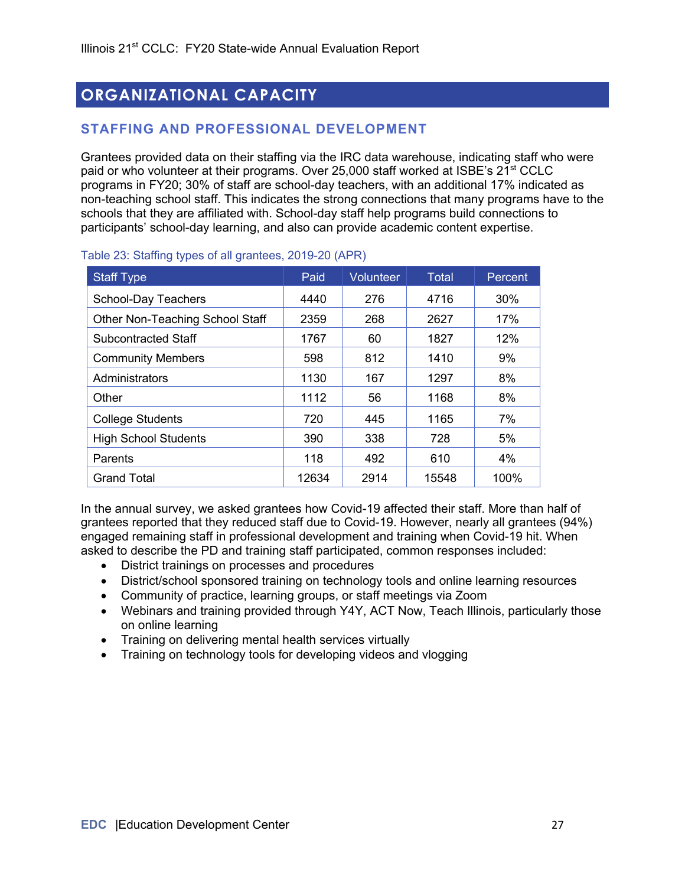# ORGANIZATIONAL CAPACITY

## STAFFING AND PROFESSIONAL DEVELOPMENT

Grantees provided data on their staffing via the IRC data warehouse, indicating staff who were paid or who volunteer at their programs. Over 25,000 staff worked at ISBE's 21st CCLC programs in FY20; 30% of staff are school-day teachers, with an additional 17% indicated as non-teaching school staff. This indicates the strong connections that many programs have to the schools that they are affiliated with. School-day staff help programs build connections to participants' school-day learning, and also can provide academic content expertise.

Table 23: Staffing types of all grantees, 2019-20 (APR)

| Staff Type | Paid | Volunteer | Total | Percent |
|---|---|---|---|---|
| School-Day Teachers | 4440 | 276 | 4716 | 30% |
| Other Non-Teaching School Staff | 2359 | 268 | 2627 | 17% |
| Subcontracted Staff | 1767 | 60 | 1827 | 12% |
| Community Members | 598 | 812 | 1410 | 9% |
| Administrators | 1130 | 167 | 1297 | 8% |
| Other | 1112 | 56 | 1168 | 8% |
| College Students | 720 | 445 | 1165 | 7% |
| High School Students | 390 | 338 | 728 | 5% |
| Parents | 118 | 492 | 610 | 4% |
| Grand Total | 12634 | 2914 | 15548 | 100% |

In the annual survey, we asked grantees how Covid-19 affected their staff. More than half of grantees reported that they reduced staff due to Covid-19. However, nearly all grantees (94%) engaged remaining staff in professional development and training when Covid-19 hit. When asked to describe the PD and training staff participated, common responses included:

- District trainings on processes and procedures
- District/school sponsored training on technology tools and online learning resources
- Community of practice, learning groups, or staff meetings via Zoom
- Webinars and training provided through Y4Y, ACT Now, Teach Illinois, particularly those on online learning
- Training on delivering mental health services virtually
- Training on technology tools for developing videos and vlogging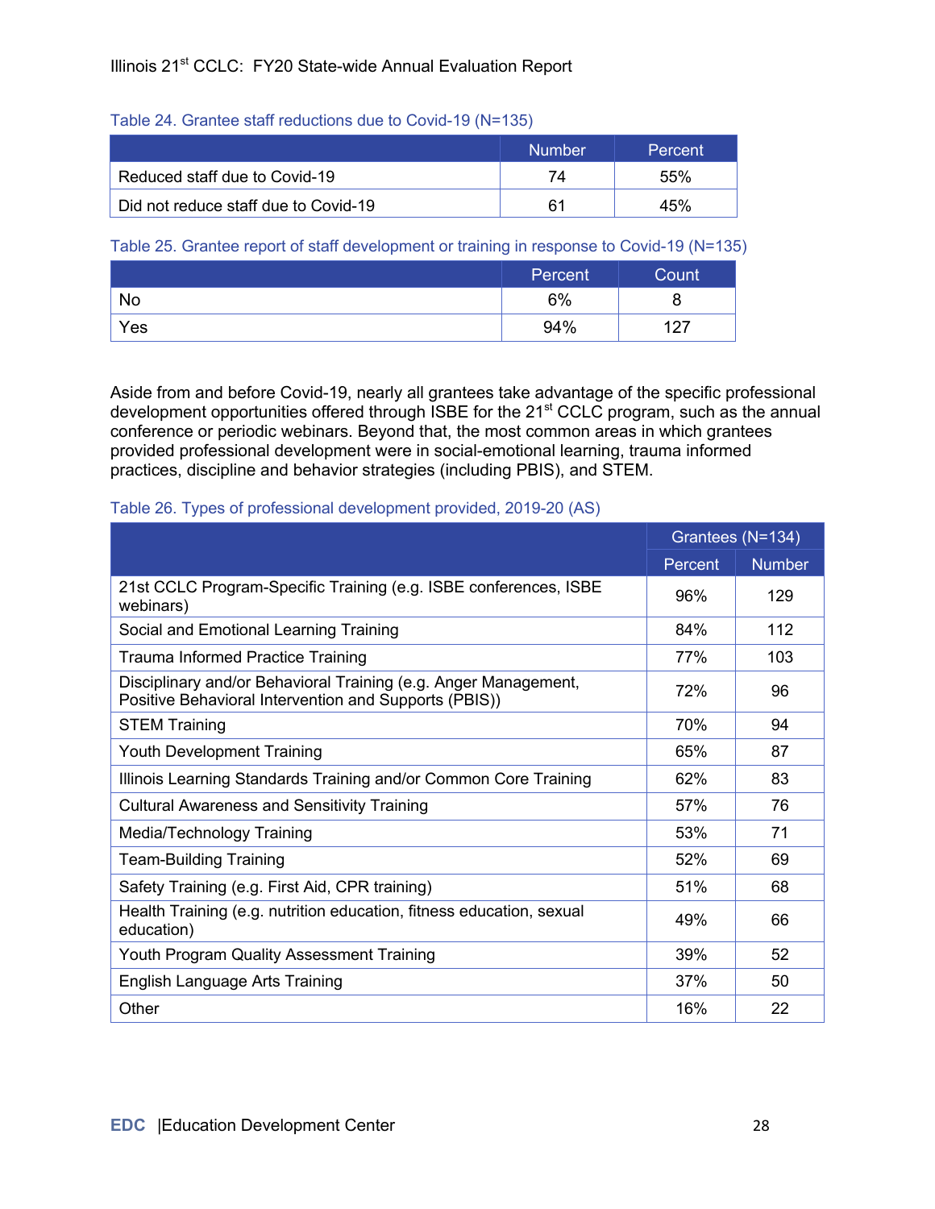Table 24. Grantee staff reductions due to Covid-19 (N=135)

| | Number | Percent |
|---|---|---|
| Reduced staff due to Covid-19 | 74 | 55% |
| Did not reduce staff due to Covid-19 | 61 | 45% |

Table 25. Grantee report of staff development or training in response to Covid-19 (N=135)

| | Percent | Count |
|---|---|---|
| No | 6% | 8 |
| Yes | 94% | 127 |

Aside from and before Covid-19, nearly all grantees take advantage of the specific professional development opportunities offered through ISBE for the 21st CCLC program, such as the annual conference or periodic webinars. Beyond that, the most common areas in which grantees provided professional development were in social-emotional learning, trauma informed practices, discipline and behavior strategies (including PBIS), and STEM.

Table 26. Types of professional development provided, 2019-20 (AS)

| | Grantees (N=134) | |
|---|---|---|
| | Percent | Number |
| 21st CCLC Program-Specific Training (e.g. ISBE conferences, ISBE webinars) | 96% | 129 |
| Social and Emotional Learning Training | 84% | 112 |
| Trauma Informed Practice Training | 77% | 103 |
| Disciplinary and/or Behavioral Training (e.g. Anger Management, Positive Behavioral Intervention and Supports (PBIS)) | 72% | 96 |
| STEM Training | 70% | 94 |
| Youth Development Training | 65% | 87 |
| Illinois Learning Standards Training and/or Common Core Training | 62% | 83 |
| Cultural Awareness and Sensitivity Training | 57% | 76 |
| Media/Technology Training | 53% | 71 |
| Team-Building Training | 52% | 69 |
| Safety Training (e.g. First Aid, CPR training) | 51% | 68 |
| Health Training (e.g. nutrition education, fitness education, sexual education) | 49% | 66 |
| Youth Program Quality Assessment Training | 39% | 52 |
| English Language Arts Training | 37% | 50 |
| Other | 16% | 22 |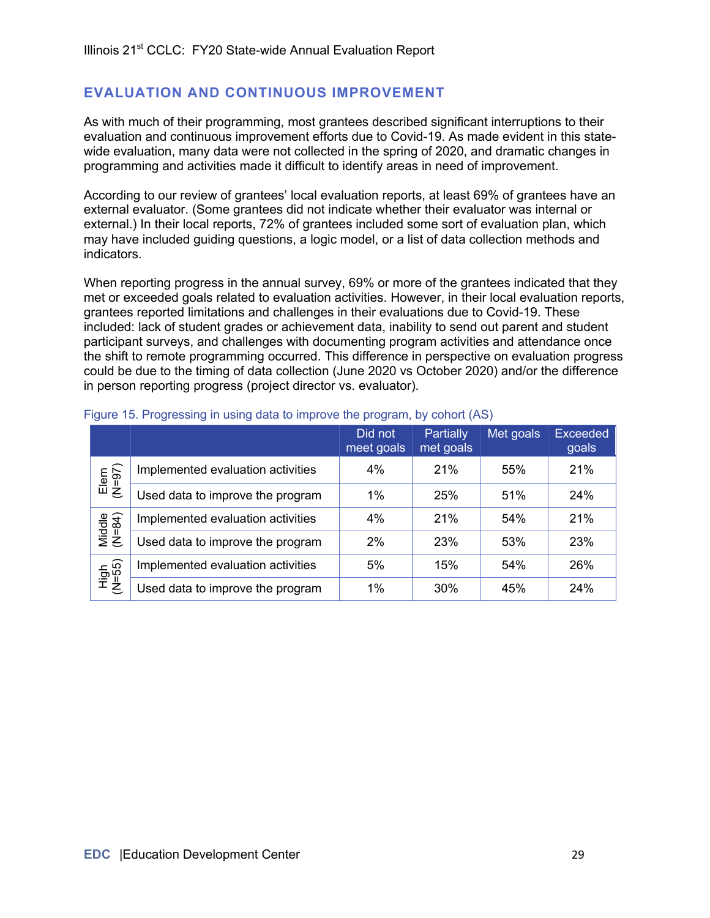## EVALUATION AND CONTINUOUS IMPROVEMENT

As with much of their programming, most grantees described significant interruptions to their evaluation and continuous improvement efforts due to Covid-19. As made evident in this state-wide evaluation, many data were not collected in the spring of 2020, and dramatic changes in programming and activities made it difficult to identify areas in need of improvement.

According to our review of grantees' local evaluation reports, at least 69% of grantees have an external evaluator. (Some grantees did not indicate whether their evaluator was internal or external.) In their local reports, 72% of grantees included some sort of evaluation plan, which may have included guiding questions, a logic model, or a list of data collection methods and indicators.

When reporting progress in the annual survey, 69% or more of the grantees indicated that they met or exceeded goals related to evaluation activities. However, in their local evaluation reports, grantees reported limitations and challenges in their evaluations due to Covid-19. These included: lack of student grades or achievement data, inability to send out parent and student participant surveys, and challenges with documenting program activities and attendance once the shift to remote programming occurred. This difference in perspective on evaluation progress could be due to the timing of data collection (June 2020 vs October 2020) and/or the difference in person reporting progress (project director vs. evaluator).

Figure 15. Progressing in using data to improve the program, by cohort (AS)

| | | Did not meet goals | Partially met goals | Met goals | Exceeded goals |
|---|---|---|---|---|---|
| Elem (N=97) | Implemented evaluation activities | 4% | 21% | 55% | 21% |
| | Used data to improve the program | 1% | 25% | 51% | 24% |
| Middle (N=84) | Implemented evaluation activities | 4% | 21% | 54% | 21% |
| | Used data to improve the program | 2% | 23% | 53% | 23% |
| High (N=55) | Implemented evaluation activities | 5% | 15% | 54% | 26% |
| | Used data to improve the program | 1% | 30% | 45% | 24% |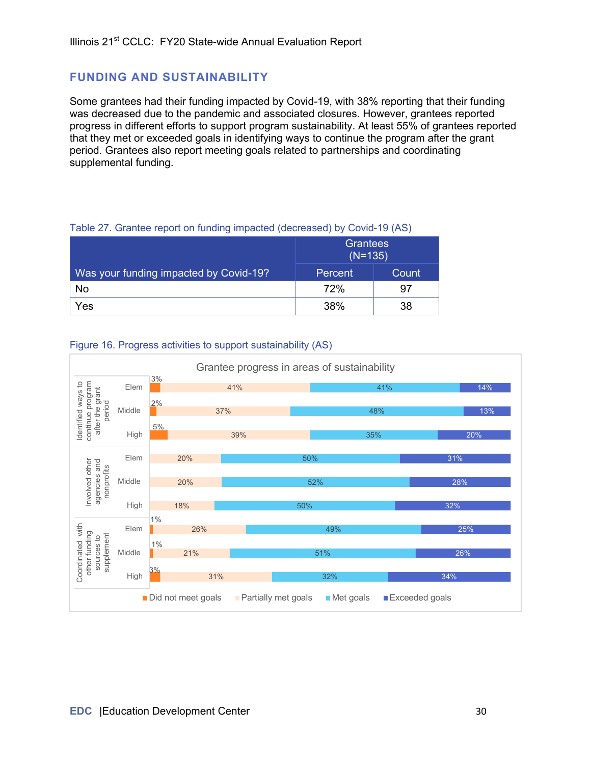## FUNDING AND SUSTAINABILITY

Some grantees had their funding impacted by Covid-19, with 38% reporting that their funding was decreased due to the pandemic and associated closures. However, grantees reported progress in different efforts to support program sustainability. At least 55% of grantees reported that they met or exceeded goals in identifying ways to continue the program after the grant period. Grantees also report meeting goals related to partnerships and coordinating supplemental funding.

Table 27. Grantee report on funding impacted (decreased) by Covid-19 (AS)

| Was your funding impacted by Covid-19? | Grantees (N=135) | |
|---|---|---|
| | Percent | Count |
| No | 72% | 97 |
| Yes | 38% | 38 |

Figure 16. Progress activities to support sustainability (AS)

Grantee progress in areas of sustainability

| Area | Level | Did not meet goals | Partially met goals | Met goals | Exceeded goals |
|---|---|---|---|---|---|
| Identified ways to continue program after the grant period | Elem | 3% | 41% | 41% | 14% |
| | Middle | 2% | 37% | 48% | 13% |
| | High | 5% | 39% | 35% | 20% |
| Involved other agencies and nonprofits | Elem | | 20% | 50% | 31% |
| | Middle | | 20% | 52% | 28% |
| | High | | 18% | 50% | 32% |
| Coordinated with other funding sources to supplement | Elem | 1% | 26% | 49% | 25% |
| | Middle | 1% | 21% | 51% | 26% |
| | High | 3% | 31% | 32% | 34% |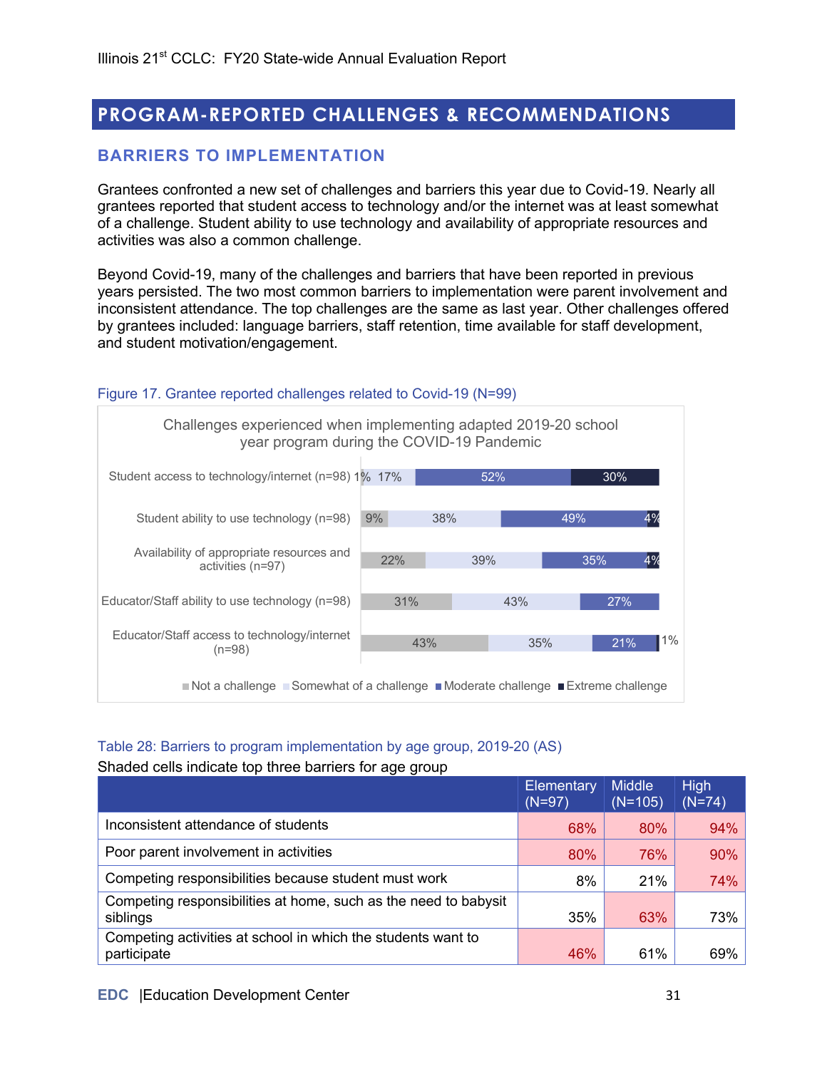# PROGRAM-REPORTED CHALLENGES & RECOMMENDATIONS

## BARRIERS TO IMPLEMENTATION

Grantees confronted a new set of challenges and barriers this year due to Covid-19. Nearly all grantees reported that student access to technology and/or the internet was at least somewhat of a challenge. Student ability to use technology and availability of appropriate resources and activities was also a common challenge.

Beyond Covid-19, many of the challenges and barriers that have been reported in previous years persisted. The two most common barriers to implementation were parent involvement and inconsistent attendance. The top challenges are the same as last year. Other challenges offered by grantees included: language barriers, staff retention, time available for staff development, and student motivation/engagement.

Figure 17. Grantee reported challenges related to Covid-19 (N=99)

Challenges experienced when implementing adapted 2019-20 school year program during the COVID-19 Pandemic

| | Not a challenge | Somewhat of a challenge | Moderate challenge | Extreme challenge |
|---|---|---|---|---|
| Student access to technology/internet (n=98) | 1% | 17% | 52% | 30% |
| Student ability to use technology (n=98) | 9% | 38% | 49% | 4% |
| Availability of appropriate resources and activities (n=97) | 22% | 39% | 35% | 4% |
| Educator/Staff ability to use technology (n=98) | 31% | 43% | 27% | |
| Educator/Staff access to technology/internet (n=98) | 43% | 35% | 21% | 1% |

Table 28: Barriers to program implementation by age group, 2019-20 (AS)

Shaded cells indicate top three barriers for age group

| | Elementary (N=97) | Middle (N=105) | High (N=74) |
|---|---|---|---|
| Inconsistent attendance of students | 68% | 80% | 94% |
| Poor parent involvement in activities | 80% | 76% | 90% |
| Competing responsibilities because student must work | 8% | 21% | 74% |
| Competing responsibilities at home, such as the need to babysit siblings | 35% | 63% | 73% |
| Competing activities at school in which the students want to participate | 46% | 61% | 69% |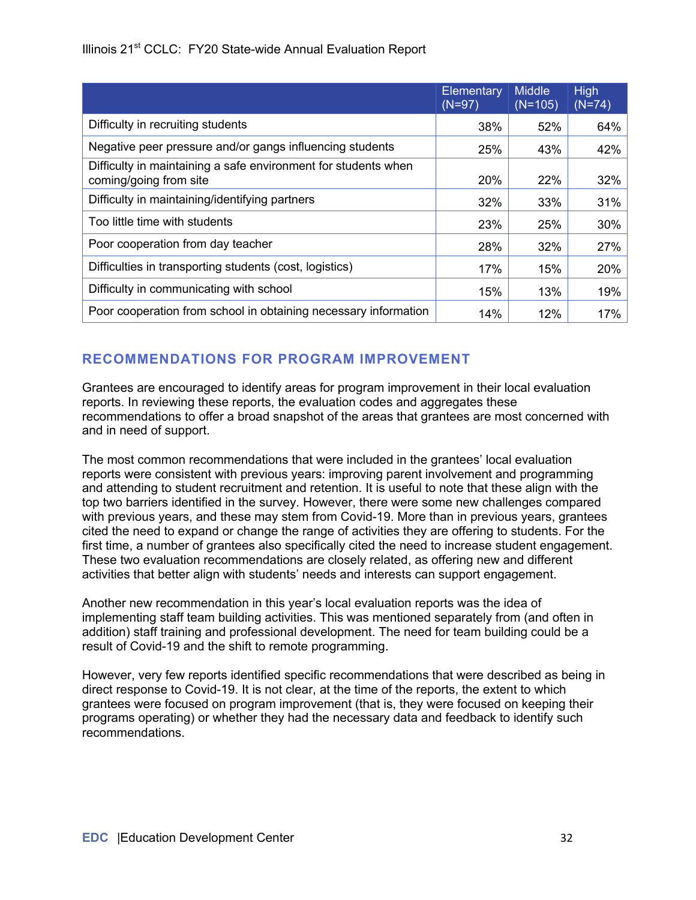| | Elementary (N=97) | Middle (N=105) | High (N=74) |
|---|---|---|---|
| Difficulty in recruiting students | 38% | 52% | 64% |
| Negative peer pressure and/or gangs influencing students | 25% | 43% | 42% |
| Difficulty in maintaining a safe environment for students when coming/going from site | 20% | 22% | 32% |
| Difficulty in maintaining/identifying partners | 32% | 33% | 31% |
| Too little time with students | 23% | 25% | 30% |
| Poor cooperation from day teacher | 28% | 32% | 27% |
| Difficulties in transporting students (cost, logistics) | 17% | 15% | 20% |
| Difficulty in communicating with school | 15% | 13% | 19% |
| Poor cooperation from school in obtaining necessary information | 14% | 12% | 17% |

## RECOMMENDATIONS FOR PROGRAM IMPROVEMENT

Grantees are encouraged to identify areas for program improvement in their local evaluation reports. In reviewing these reports, the evaluation codes and aggregates these recommendations to offer a broad snapshot of the areas that grantees are most concerned with and in need of support.

The most common recommendations that were included in the grantees' local evaluation reports were consistent with previous years: improving parent involvement and programming and attending to student recruitment and retention. It is useful to note that these align with the top two barriers identified in the survey. However, there were some new challenges compared with previous years, and these may stem from Covid-19. More than in previous years, grantees cited the need to expand or change the range of activities they are offering to students. For the first time, a number of grantees also specifically cited the need to increase student engagement. These two evaluation recommendations are closely related, as offering new and different activities that better align with students' needs and interests can support engagement.

Another new recommendation in this year's local evaluation reports was the idea of implementing staff team building activities. This was mentioned separately from (and often in addition) staff training and professional development. The need for team building could be a result of Covid-19 and the shift to remote programming.

However, very few reports identified specific recommendations that were described as being in direct response to Covid-19. It is not clear, at the time of the reports, the extent to which grantees were focused on program improvement (that is, they were focused on keeping their programs operating) or whether they had the necessary data and feedback to identify such recommendations.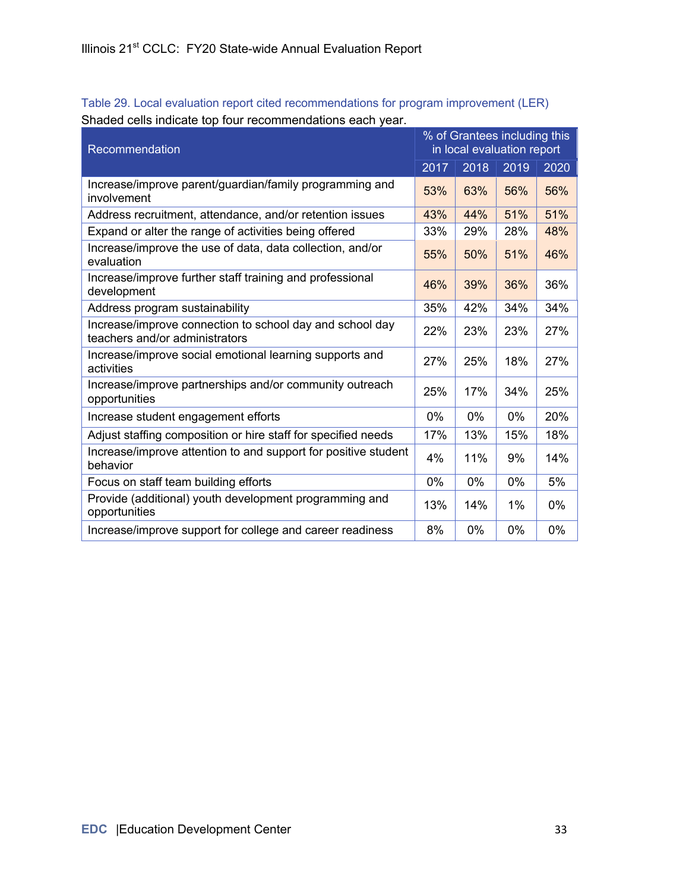Table 29. Local evaluation report cited recommendations for program improvement (LER)

Shaded cells indicate top four recommendations each year.

| Recommendation | % of Grantees including this in local evaluation report | | | |
|---|---|---|---|---|
| | 2017 | 2018 | 2019 | 2020 |
| Increase/improve parent/guardian/family programming and involvement | 53% | 63% | 56% | 56% |
| Address recruitment, attendance, and/or retention issues | 43% | 44% | 51% | 51% |
| Expand or alter the range of activities being offered | 33% | 29% | 28% | 48% |
| Increase/improve the use of data, data collection, and/or evaluation | 55% | 50% | 51% | 46% |
| Increase/improve further staff training and professional development | 46% | 39% | 36% | 36% |
| Address program sustainability | 35% | 42% | 34% | 34% |
| Increase/improve connection to school day and school day teachers and/or administrators | 22% | 23% | 23% | 27% |
| Increase/improve social emotional learning supports and activities | 27% | 25% | 18% | 27% |
| Increase/improve partnerships and/or community outreach opportunities | 25% | 17% | 34% | 25% |
| Increase student engagement efforts | 0% | 0% | 0% | 20% |
| Adjust staffing composition or hire staff for specified needs | 17% | 13% | 15% | 18% |
| Increase/improve attention to and support for positive student behavior | 4% | 11% | 9% | 14% |
| Focus on staff team building efforts | 0% | 0% | 0% | 5% |
| Provide (additional) youth development programming and opportunities | 13% | 14% | 1% | 0% |
| Increase/improve support for college and career readiness | 8% | 0% | 0% | 0% |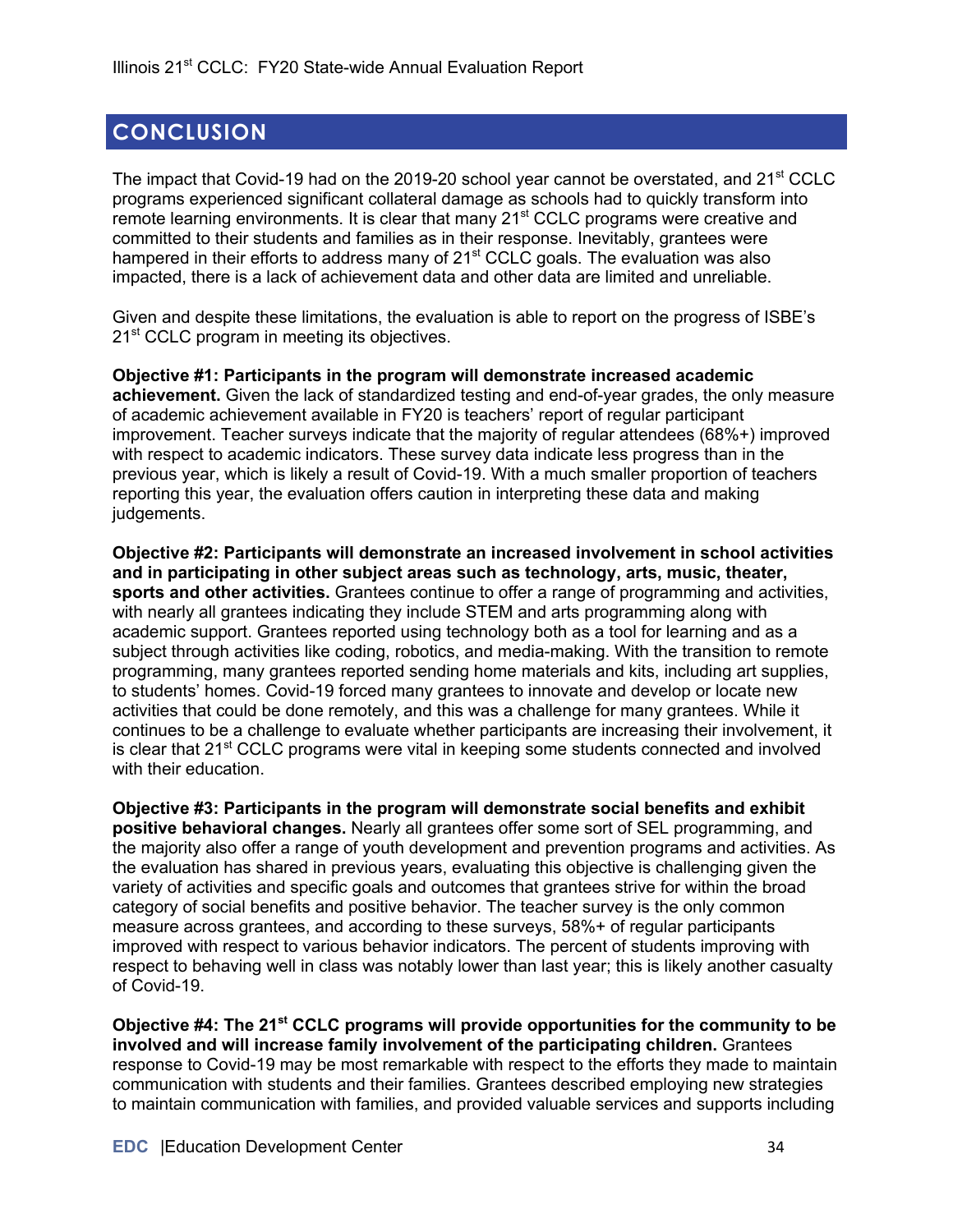# CONCLUSION

The impact that Covid-19 had on the 2019-20 school year cannot be overstated, and 21st CCLC programs experienced significant collateral damage as schools had to quickly transform into remote learning environments. It is clear that many 21st CCLC programs were creative and committed to their students and families as in their response. Inevitably, grantees were hampered in their efforts to address many of 21st CCLC goals. The evaluation was also impacted, there is a lack of achievement data and other data are limited and unreliable.

Given and despite these limitations, the evaluation is able to report on the progress of ISBE's 21st CCLC program in meeting its objectives.

**Objective #1: Participants in the program will demonstrate increased academic achievement.** Given the lack of standardized testing and end-of-year grades, the only measure of academic achievement available in FY20 is teachers' report of regular participant improvement. Teacher surveys indicate that the majority of regular attendees (68%+) improved with respect to academic indicators. These survey data indicate less progress than in the previous year, which is likely a result of Covid-19. With a much smaller proportion of teachers reporting this year, the evaluation offers caution in interpreting these data and making judgements.

**Objective #2: Participants will demonstrate an increased involvement in school activities and in participating in other subject areas such as technology, arts, music, theater, sports and other activities.** Grantees continue to offer a range of programming and activities, with nearly all grantees indicating they include STEM and arts programming along with academic support. Grantees reported using technology both as a tool for learning and as a subject through activities like coding, robotics, and media-making. With the transition to remote programming, many grantees reported sending home materials and kits, including art supplies, to students' homes. Covid-19 forced many grantees to innovate and develop or locate new activities that could be done remotely, and this was a challenge for many grantees. While it continues to be a challenge to evaluate whether participants are increasing their involvement, it is clear that 21st CCLC programs were vital in keeping some students connected and involved with their education.

**Objective #3: Participants in the program will demonstrate social benefits and exhibit positive behavioral changes.** Nearly all grantees offer some sort of SEL programming, and the majority also offer a range of youth development and prevention programs and activities. As the evaluation has shared in previous years, evaluating this objective is challenging given the variety of activities and specific goals and outcomes that grantees strive for within the broad category of social benefits and positive behavior. The teacher survey is the only common measure across grantees, and according to these surveys, 58%+ of regular participants improved with respect to various behavior indicators. The percent of students improving with respect to behaving well in class was notably lower than last year; this is likely another casualty of Covid-19.

**Objective #4: The 21st CCLC programs will provide opportunities for the community to be involved and will increase family involvement of the participating children.** Grantees response to Covid-19 may be most remarkable with respect to the efforts they made to maintain communication with students and their families. Grantees described employing new strategies to maintain communication with families, and provided valuable services and supports including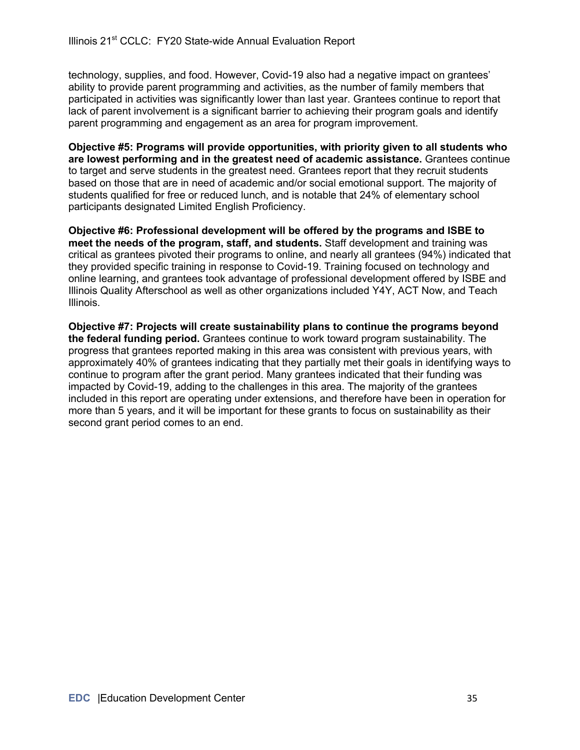technology, supplies, and food. However, Covid-19 also had a negative impact on grantees' ability to provide parent programming and activities, as the number of family members that participated in activities was significantly lower than last year. Grantees continue to report that lack of parent involvement is a significant barrier to achieving their program goals and identify parent programming and engagement as an area for program improvement.

**Objective #5: Programs will provide opportunities, with priority given to all students who are lowest performing and in the greatest need of academic assistance.** Grantees continue to target and serve students in the greatest need. Grantees report that they recruit students based on those that are in need of academic and/or social emotional support. The majority of students qualified for free or reduced lunch, and is notable that 24% of elementary school participants designated Limited English Proficiency.

**Objective #6: Professional development will be offered by the programs and ISBE to meet the needs of the program, staff, and students.** Staff development and training was critical as grantees pivoted their programs to online, and nearly all grantees (94%) indicated that they provided specific training in response to Covid-19. Training focused on technology and online learning, and grantees took advantage of professional development offered by ISBE and Illinois Quality Afterschool as well as other organizations included Y4Y, ACT Now, and Teach Illinois.

**Objective #7: Projects will create sustainability plans to continue the programs beyond the federal funding period.** Grantees continue to work toward program sustainability. The progress that grantees reported making in this area was consistent with previous years, with approximately 40% of grantees indicating that they partially met their goals in identifying ways to continue to program after the grant period. Many grantees indicated that their funding was impacted by Covid-19, adding to the challenges in this area. The majority of the grantees included in this report are operating under extensions, and therefore have been in operation for more than 5 years, and it will be important for these grants to focus on sustainability as their second grant period comes to an end.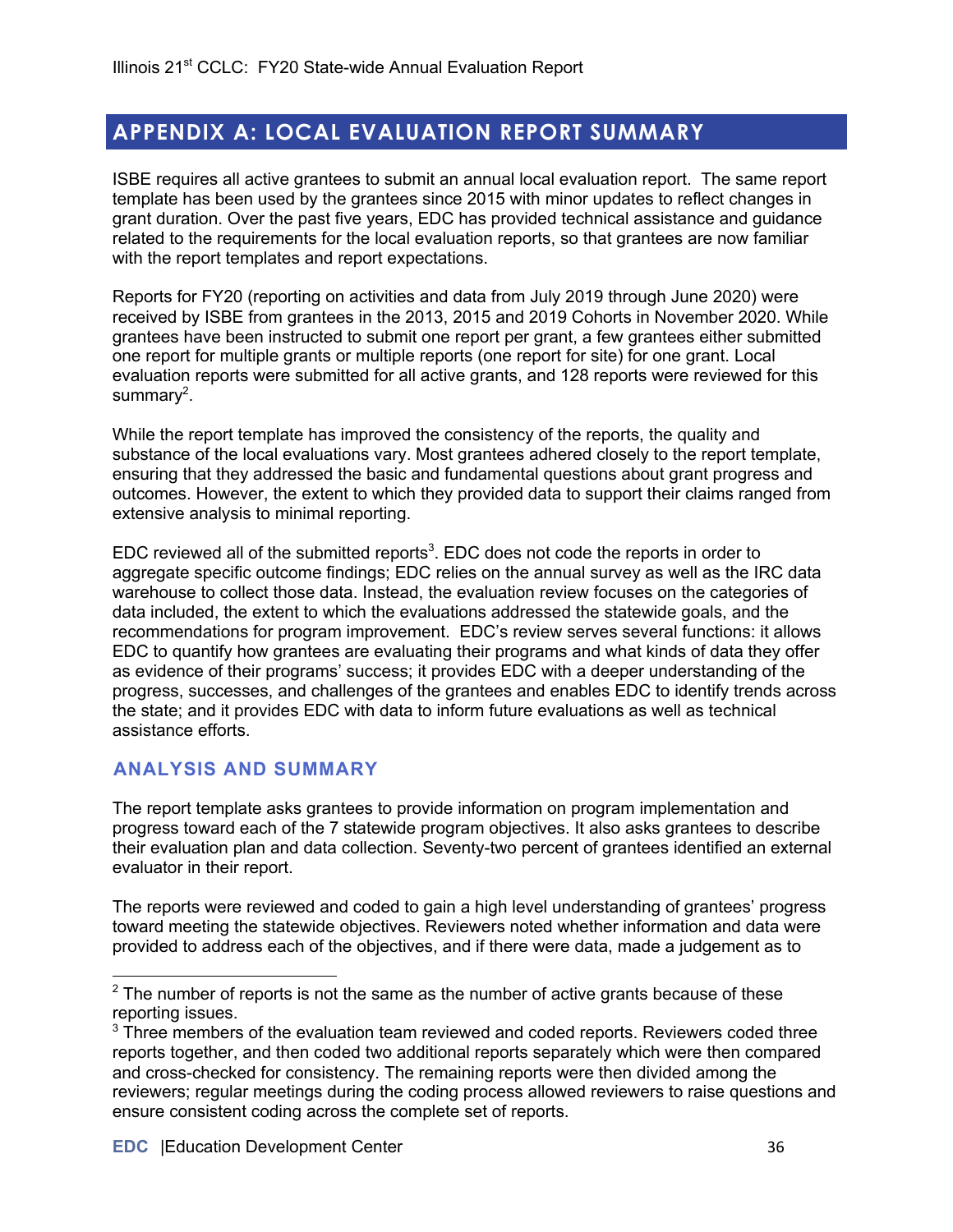## APPENDIX A: LOCAL EVALUATION REPORT SUMMARY

ISBE requires all active grantees to submit an annual local evaluation report. The same report template has been used by the grantees since 2015 with minor updates to reflect changes in grant duration. Over the past five years, EDC has provided technical assistance and guidance related to the requirements for the local evaluation reports, so that grantees are now familiar with the report templates and report expectations.

Reports for FY20 (reporting on activities and data from July 2019 through June 2020) were received by ISBE from grantees in the 2013, 2015 and 2019 Cohorts in November 2020. While grantees have been instructed to submit one report per grant, a few grantees either submitted one report for multiple grants or multiple reports (one report for site) for one grant. Local evaluation reports were submitted for all active grants, and 128 reports were reviewed for this summary[2].

While the report template has improved the consistency of the reports, the quality and substance of the local evaluations vary. Most grantees adhered closely to the report template, ensuring that they addressed the basic and fundamental questions about grant progress and outcomes. However, the extent to which they provided data to support their claims ranged from extensive analysis to minimal reporting.

EDC reviewed all of the submitted reports[3]. EDC does not code the reports in order to aggregate specific outcome findings; EDC relies on the annual survey as well as the IRC data warehouse to collect those data. Instead, the evaluation review focuses on the categories of data included, the extent to which the evaluations addressed the statewide goals, and the recommendations for program improvement. EDC's review serves several functions: it allows EDC to quantify how grantees are evaluating their programs and what kinds of data they offer as evidence of their programs' success; it provides EDC with a deeper understanding of the progress, successes, and challenges of the grantees and enables EDC to identify trends across the state; and it provides EDC with data to inform future evaluations as well as technical assistance efforts.

### ANALYSIS AND SUMMARY

The report template asks grantees to provide information on program implementation and progress toward each of the 7 statewide program objectives. It also asks grantees to describe their evaluation plan and data collection. Seventy-two percent of grantees identified an external evaluator in their report.

The reports were reviewed and coded to gain a high level understanding of grantees' progress toward meeting the statewide objectives. Reviewers noted whether information and data were provided to address each of the objectives, and if there were data, made a judgement as to

---

[2] The number of reports is not the same as the number of active grants because of these reporting issues.

[3] Three members of the evaluation team reviewed and coded reports. Reviewers coded three reports together, and then coded two additional reports separately which were then compared and cross-checked for consistency. The remaining reports were then divided among the reviewers; regular meetings during the coding process allowed reviewers to raise questions and ensure consistent coding across the complete set of reports.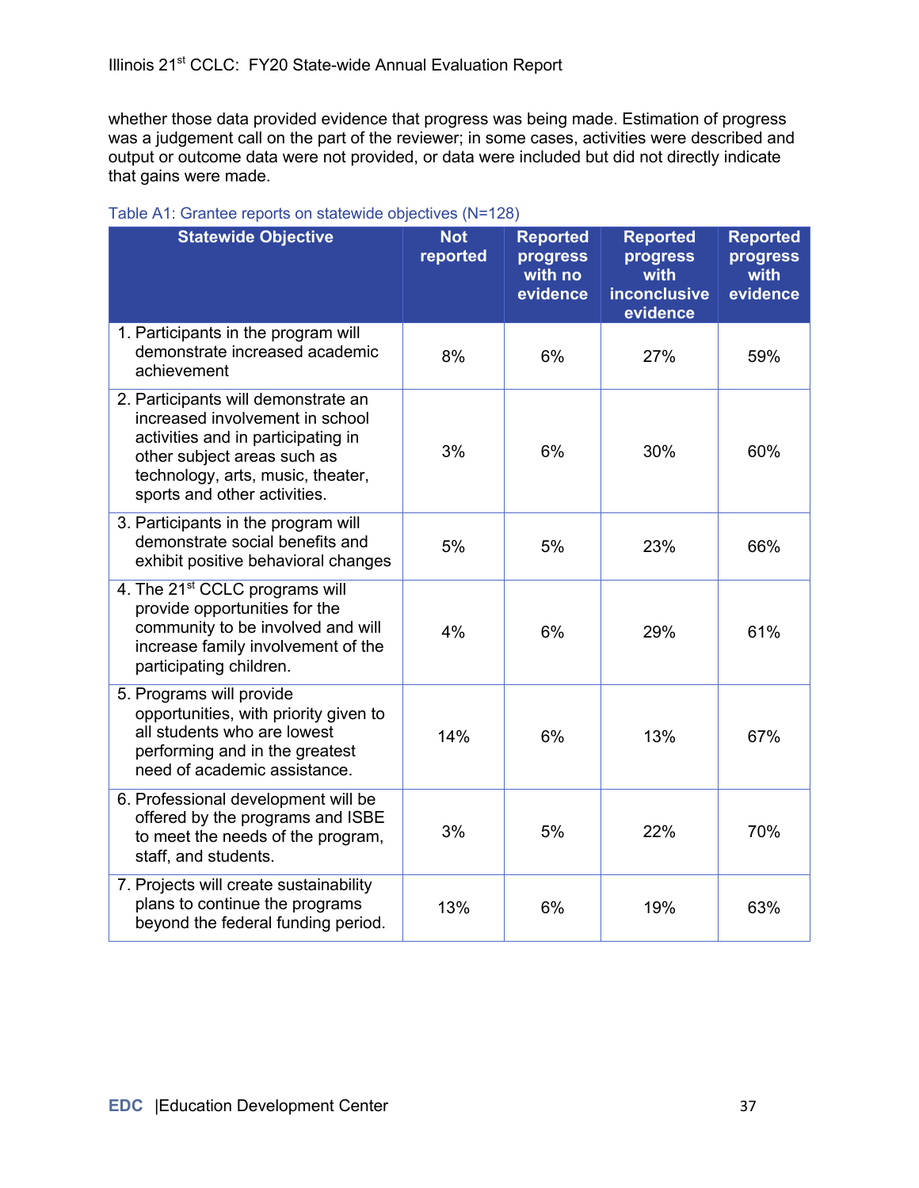whether those data provided evidence that progress was being made. Estimation of progress was a judgement call on the part of the reviewer; in some cases, activities were described and output or outcome data were not provided, or data were included but did not directly indicate that gains were made.

Table A1: Grantee reports on statewide objectives (N=128)

| Statewide Objective | Not reported | Reported progress with no evidence | Reported progress with inconclusive evidence | Reported progress with evidence |
|---|---|---|---|---|
| 1. Participants in the program will demonstrate increased academic achievement | 8% | 6% | 27% | 59% |
| 2. Participants will demonstrate an increased involvement in school activities and in participating in other subject areas such as technology, arts, music, theater, sports and other activities. | 3% | 6% | 30% | 60% |
| 3. Participants in the program will demonstrate social benefits and exhibit positive behavioral changes | 5% | 5% | 23% | 66% |
| 4. The 21st CCLC programs will provide opportunities for the community to be involved and will increase family involvement of the participating children. | 4% | 6% | 29% | 61% |
| 5. Programs will provide opportunities, with priority given to all students who are lowest performing and in the greatest need of academic assistance. | 14% | 6% | 13% | 67% |
| 6. Professional development will be offered by the programs and ISBE to meet the needs of the program, staff, and students. | 3% | 5% | 22% | 70% |
| 7. Projects will create sustainability plans to continue the programs beyond the federal funding period. | 13% | 6% | 19% | 63% |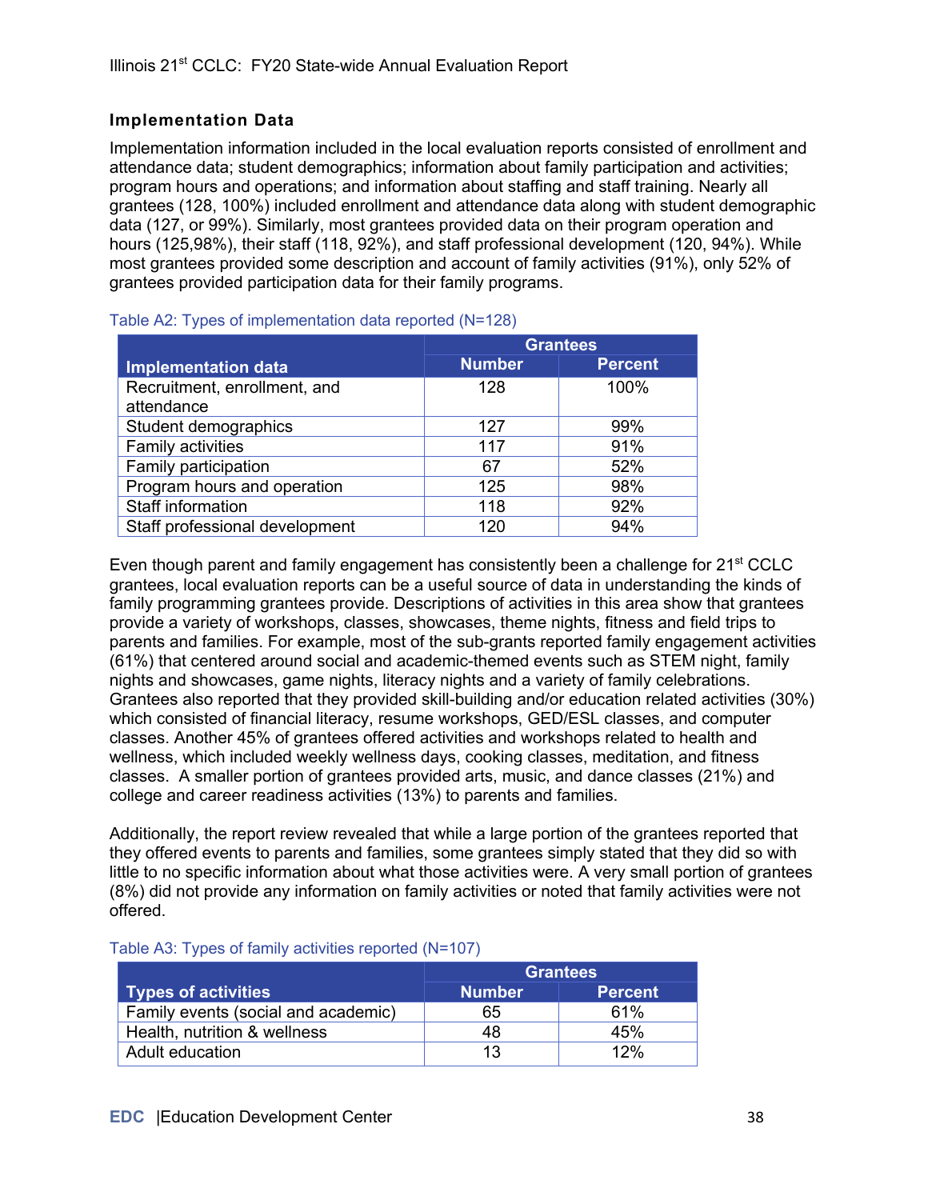### Implementation Data

Implementation information included in the local evaluation reports consisted of enrollment and attendance data; student demographics; information about family participation and activities; program hours and operations; and information about staffing and staff training. Nearly all grantees (128, 100%) included enrollment and attendance data along with student demographic data (127, or 99%). Similarly, most grantees provided data on their program operation and hours (125,98%), their staff (118, 92%), and staff professional development (120, 94%). While most grantees provided some description and account of family activities (91%), only 52% of grantees provided participation data for their family programs.

Table A2: Types of implementation data reported (N=128)

| Implementation data | Grantees | |
|---|---|---|
| | Number | Percent |
| Recruitment, enrollment, and attendance | 128 | 100% |
| Student demographics | 127 | 99% |
| Family activities | 117 | 91% |
| Family participation | 67 | 52% |
| Program hours and operation | 125 | 98% |
| Staff information | 118 | 92% |
| Staff professional development | 120 | 94% |

Even though parent and family engagement has consistently been a challenge for 21st CCLC grantees, local evaluation reports can be a useful source of data in understanding the kinds of family programming grantees provide. Descriptions of activities in this area show that grantees provide a variety of workshops, classes, showcases, theme nights, fitness and field trips to parents and families. For example, most of the sub-grants reported family engagement activities (61%) that centered around social and academic-themed events such as STEM night, family nights and showcases, game nights, literacy nights and a variety of family celebrations. Grantees also reported that they provided skill-building and/or education related activities (30%) which consisted of financial literacy, resume workshops, GED/ESL classes, and computer classes. Another 45% of grantees offered activities and workshops related to health and wellness, which included weekly wellness days, cooking classes, meditation, and fitness classes. A smaller portion of grantees provided arts, music, and dance classes (21%) and college and career readiness activities (13%) to parents and families.

Additionally, the report review revealed that while a large portion of the grantees reported that they offered events to parents and families, some grantees simply stated that they did so with little to no specific information about what those activities were. A very small portion of grantees (8%) did not provide any information on family activities or noted that family activities were not offered.

Table A3: Types of family activities reported (N=107)

| Types of activities | Grantees | |
|---|---|---|
| | Number | Percent |
| Family events (social and academic) | 65 | 61% |
| Health, nutrition & wellness | 48 | 45% |
| Adult education | 13 | 12% |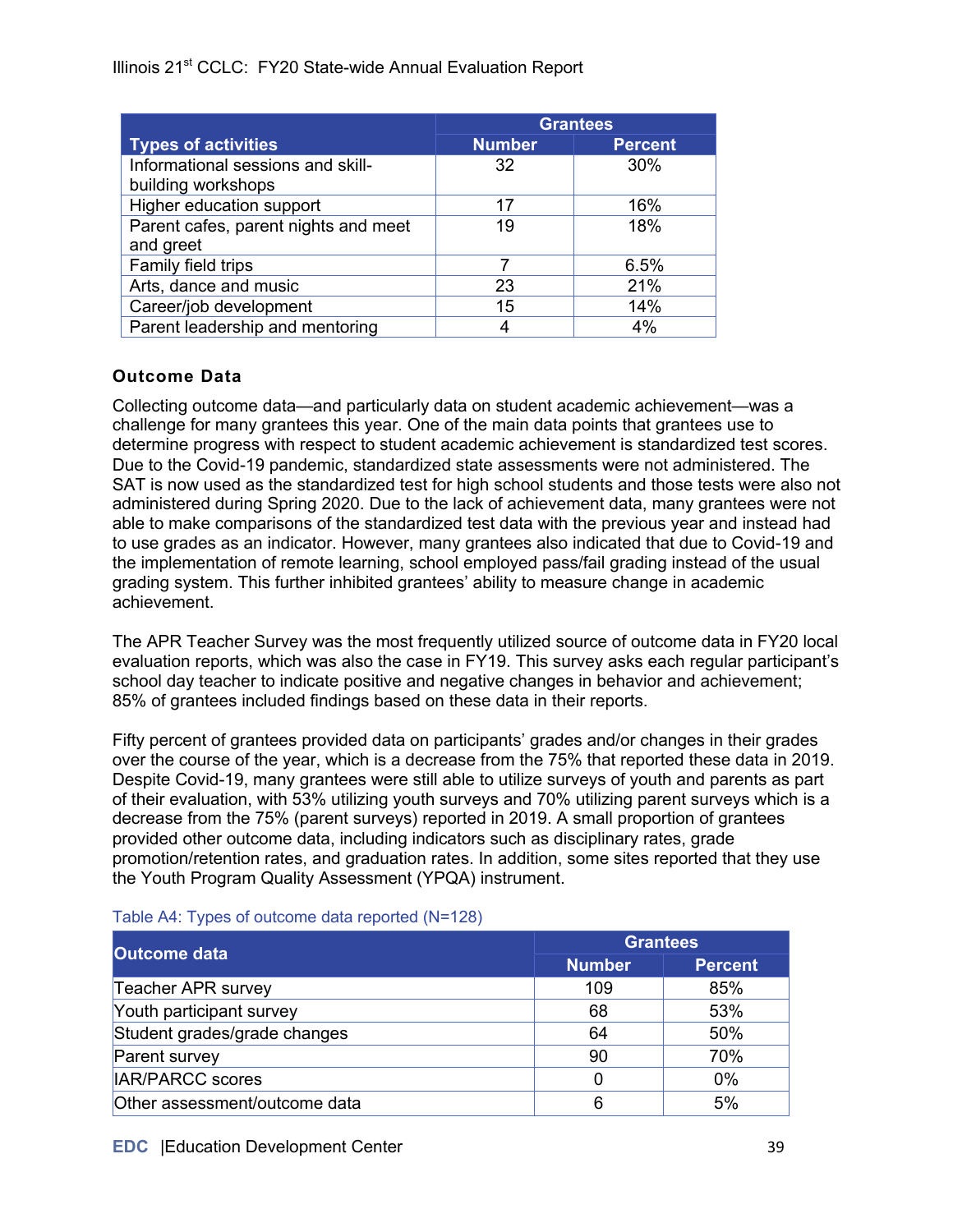| Types of activities | Grantees | |
|---|---|---|
| | Number | Percent |
| Informational sessions and skill-building workshops | 32 | 30% |
| Higher education support | 17 | 16% |
| Parent cafes, parent nights and meet and greet | 19 | 18% |
| Family field trips | 7 | 6.5% |
| Arts, dance and music | 23 | 21% |
| Career/job development | 15 | 14% |
| Parent leadership and mentoring | 4 | 4% |

### Outcome Data

Collecting outcome data—and particularly data on student academic achievement—was a challenge for many grantees this year. One of the main data points that grantees use to determine progress with respect to student academic achievement is standardized test scores. Due to the Covid-19 pandemic, standardized state assessments were not administered. The SAT is now used as the standardized test for high school students and those tests were also not administered during Spring 2020. Due to the lack of achievement data, many grantees were not able to make comparisons of the standardized test data with the previous year and instead had to use grades as an indicator. However, many grantees also indicated that due to Covid-19 and the implementation of remote learning, school employed pass/fail grading instead of the usual grading system. This further inhibited grantees' ability to measure change in academic achievement.

The APR Teacher Survey was the most frequently utilized source of outcome data in FY20 local evaluation reports, which was also the case in FY19. This survey asks each regular participant's school day teacher to indicate positive and negative changes in behavior and achievement; 85% of grantees included findings based on these data in their reports.

Fifty percent of grantees provided data on participants' grades and/or changes in their grades over the course of the year, which is a decrease from the 75% that reported these data in 2019. Despite Covid-19, many grantees were still able to utilize surveys of youth and parents as part of their evaluation, with 53% utilizing youth surveys and 70% utilizing parent surveys which is a decrease from the 75% (parent surveys) reported in 2019. A small proportion of grantees provided other outcome data, including indicators such as disciplinary rates, grade promotion/retention rates, and graduation rates. In addition, some sites reported that they use the Youth Program Quality Assessment (YPQA) instrument.

Table A4: Types of outcome data reported (N=128)

| Outcome data | Grantees | |
|---|---|---|
| | Number | Percent |
| Teacher APR survey | 109 | 85% |
| Youth participant survey | 68 | 53% |
| Student grades/grade changes | 64 | 50% |
| Parent survey | 90 | 70% |
| IAR/PARCC scores | 0 | 0% |
| Other assessment/outcome data | 6 | 5% |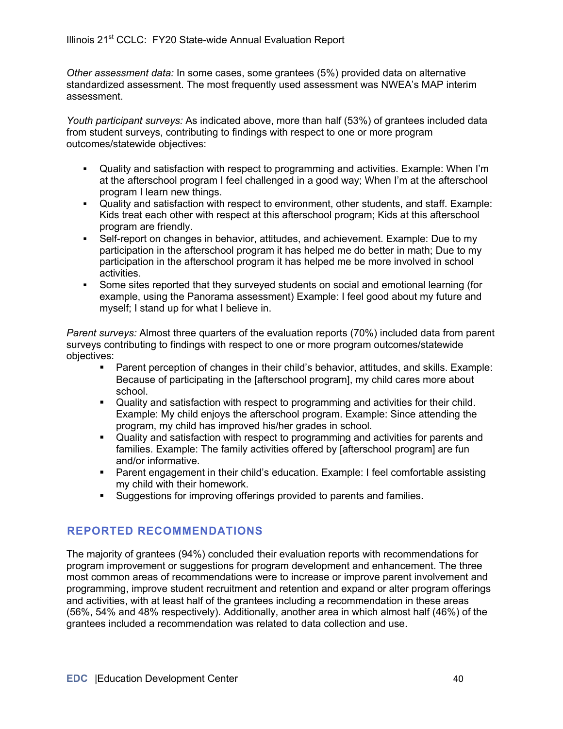*Other assessment data:* In some cases, some grantees (5%) provided data on alternative standardized assessment. The most frequently used assessment was NWEA's MAP interim assessment.

*Youth participant surveys:* As indicated above, more than half (53%) of grantees included data from student surveys, contributing to findings with respect to one or more program outcomes/statewide objectives:

- Quality and satisfaction with respect to programming and activities. Example: When I'm at the afterschool program I feel challenged in a good way; When I'm at the afterschool program I learn new things.
- Quality and satisfaction with respect to environment, other students, and staff. Example: Kids treat each other with respect at this afterschool program; Kids at this afterschool program are friendly.
- Self-report on changes in behavior, attitudes, and achievement. Example: Due to my participation in the afterschool program it has helped me do better in math; Due to my participation in the afterschool program it has helped me be more involved in school activities.
- Some sites reported that they surveyed students on social and emotional learning (for example, using the Panorama assessment) Example: I feel good about my future and myself; I stand up for what I believe in.

*Parent surveys:* Almost three quarters of the evaluation reports (70%) included data from parent surveys contributing to findings with respect to one or more program outcomes/statewide objectives:

- Parent perception of changes in their child's behavior, attitudes, and skills. Example: Because of participating in the [afterschool program], my child cares more about school.
- Quality and satisfaction with respect to programming and activities for their child. Example: My child enjoys the afterschool program. Example: Since attending the program, my child has improved his/her grades in school.
- Quality and satisfaction with respect to programming and activities for parents and families. Example: The family activities offered by [afterschool program] are fun and/or informative.
- Parent engagement in their child's education. Example: I feel comfortable assisting my child with their homework.
- Suggestions for improving offerings provided to parents and families.

## REPORTED RECOMMENDATIONS

The majority of grantees (94%) concluded their evaluation reports with recommendations for program improvement or suggestions for program development and enhancement. The three most common areas of recommendations were to increase or improve parent involvement and programming, improve student recruitment and retention and expand or alter program offerings and activities, with at least half of the grantees including a recommendation in these areas (56%, 54% and 48% respectively). Additionally, another area in which almost half (46%) of the grantees included a recommendation was related to data collection and use.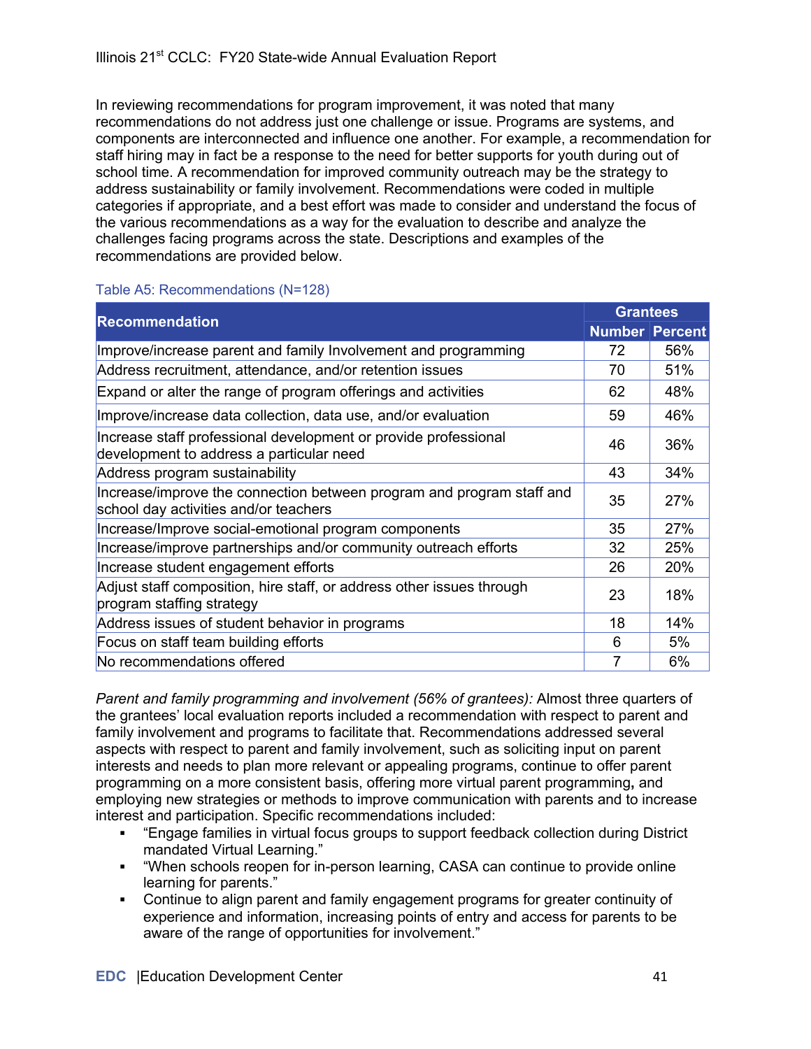In reviewing recommendations for program improvement, it was noted that many recommendations do not address just one challenge or issue. Programs are systems, and components are interconnected and influence one another. For example, a recommendation for staff hiring may in fact be a response to the need for better supports for youth during out of school time. A recommendation for improved community outreach may be the strategy to address sustainability or family involvement. Recommendations were coded in multiple categories if appropriate, and a best effort was made to consider and understand the focus of the various recommendations as a way for the evaluation to describe and analyze the challenges facing programs across the state. Descriptions and examples of the recommendations are provided below.

Table A5: Recommendations (N=128)

| Recommendation | Grantees | |
|---|---|---|
| | Number | Percent |
| Improve/increase parent and family Involvement and programming | 72 | 56% |
| Address recruitment, attendance, and/or retention issues | 70 | 51% |
| Expand or alter the range of program offerings and activities | 62 | 48% |
| Improve/increase data collection, data use, and/or evaluation | 59 | 46% |
| Increase staff professional development or provide professional development to address a particular need | 46 | 36% |
| Address program sustainability | 43 | 34% |
| Increase/improve the connection between program and program staff and school day activities and/or teachers | 35 | 27% |
| Increase/Improve social-emotional program components | 35 | 27% |
| Increase/improve partnerships and/or community outreach efforts | 32 | 25% |
| Increase student engagement efforts | 26 | 20% |
| Adjust staff composition, hire staff, or address other issues through program staffing strategy | 23 | 18% |
| Address issues of student behavior in programs | 18 | 14% |
| Focus on staff team building efforts | 6 | 5% |
| No recommendations offered | 7 | 6% |

*Parent and family programming and involvement (56% of grantees):* Almost three quarters of the grantees' local evaluation reports included a recommendation with respect to parent and family involvement and programs to facilitate that. Recommendations addressed several aspects with respect to parent and family involvement, such as soliciting input on parent interests and needs to plan more relevant or appealing programs, continue to offer parent programming on a more consistent basis, offering more virtual parent programming**,** and employing new strategies or methods to improve communication with parents and to increase interest and participation. Specific recommendations included:

- "Engage families in virtual focus groups to support feedback collection during District mandated Virtual Learning."
- "When schools reopen for in-person learning, CASA can continue to provide online learning for parents."
- Continue to align parent and family engagement programs for greater continuity of experience and information, increasing points of entry and access for parents to be aware of the range of opportunities for involvement."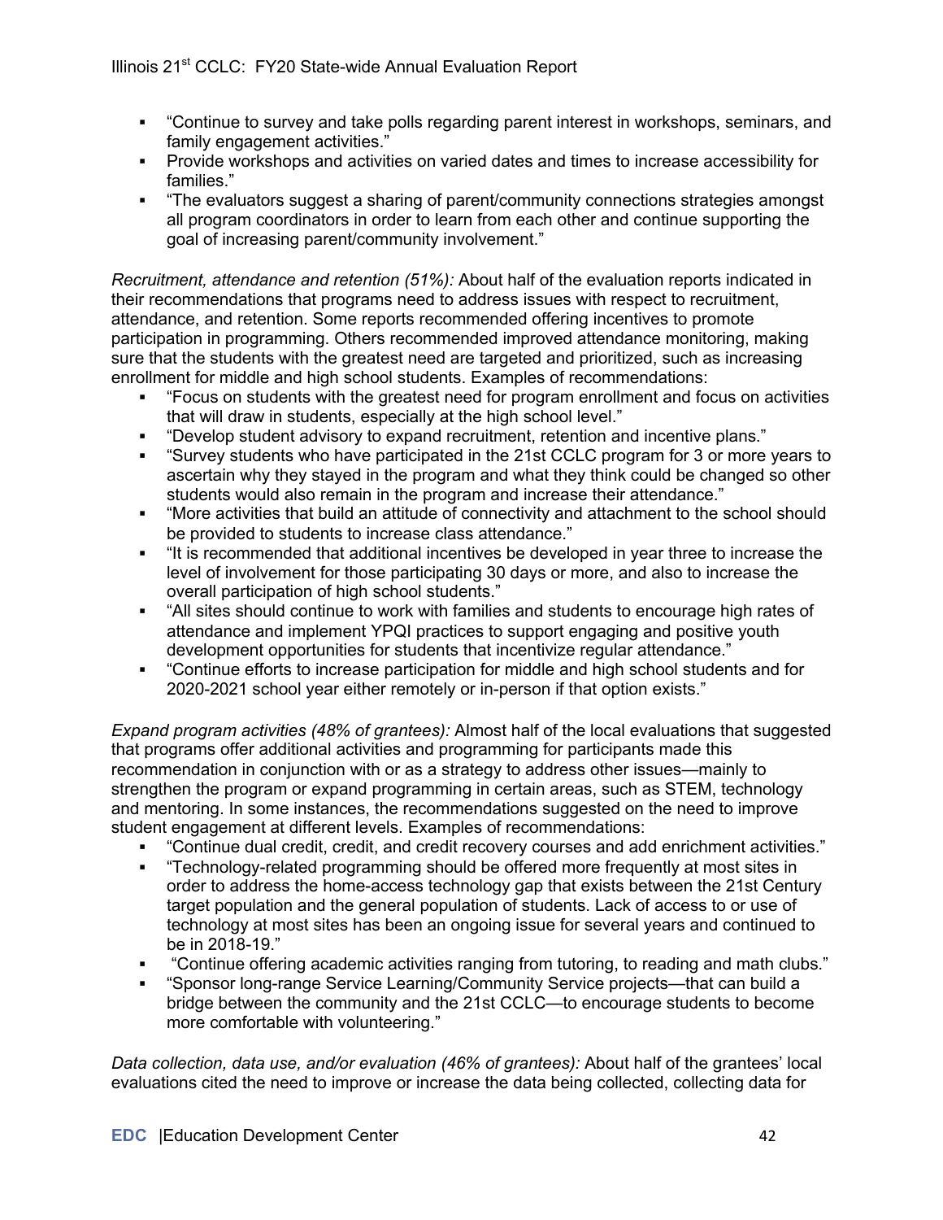- "Continue to survey and take polls regarding parent interest in workshops, seminars, and family engagement activities."
- Provide workshops and activities on varied dates and times to increase accessibility for families."
- "The evaluators suggest a sharing of parent/community connections strategies amongst all program coordinators in order to learn from each other and continue supporting the goal of increasing parent/community involvement."

*Recruitment, attendance and retention (51%):* About half of the evaluation reports indicated in their recommendations that programs need to address issues with respect to recruitment, attendance, and retention. Some reports recommended offering incentives to promote participation in programming. Others recommended improved attendance monitoring, making sure that the students with the greatest need are targeted and prioritized, such as increasing enrollment for middle and high school students. Examples of recommendations:

- "Focus on students with the greatest need for program enrollment and focus on activities that will draw in students, especially at the high school level."
- "Develop student advisory to expand recruitment, retention and incentive plans."
- "Survey students who have participated in the 21st CCLC program for 3 or more years to ascertain why they stayed in the program and what they think could be changed so other students would also remain in the program and increase their attendance."
- "More activities that build an attitude of connectivity and attachment to the school should be provided to students to increase class attendance."
- "It is recommended that additional incentives be developed in year three to increase the level of involvement for those participating 30 days or more, and also to increase the overall participation of high school students."
- "All sites should continue to work with families and students to encourage high rates of attendance and implement YPQI practices to support engaging and positive youth development opportunities for students that incentivize regular attendance."
- "Continue efforts to increase participation for middle and high school students and for 2020-2021 school year either remotely or in-person if that option exists."

*Expand program activities (48% of grantees):* Almost half of the local evaluations that suggested that programs offer additional activities and programming for participants made this recommendation in conjunction with or as a strategy to address other issues—mainly to strengthen the program or expand programming in certain areas, such as STEM, technology and mentoring. In some instances, the recommendations suggested on the need to improve student engagement at different levels. Examples of recommendations:

- "Continue dual credit, credit, and credit recovery courses and add enrichment activities."
- "Technology-related programming should be offered more frequently at most sites in order to address the home-access technology gap that exists between the 21st Century target population and the general population of students. Lack of access to or use of technology at most sites has been an ongoing issue for several years and continued to be in 2018-19."
- "Continue offering academic activities ranging from tutoring, to reading and math clubs."
- "Sponsor long-range Service Learning/Community Service projects—that can build a bridge between the community and the 21st CCLC—to encourage students to become more comfortable with volunteering."

*Data collection, data use, and/or evaluation (46% of grantees):* About half of the grantees' local evaluations cited the need to improve or increase the data being collected, collecting data for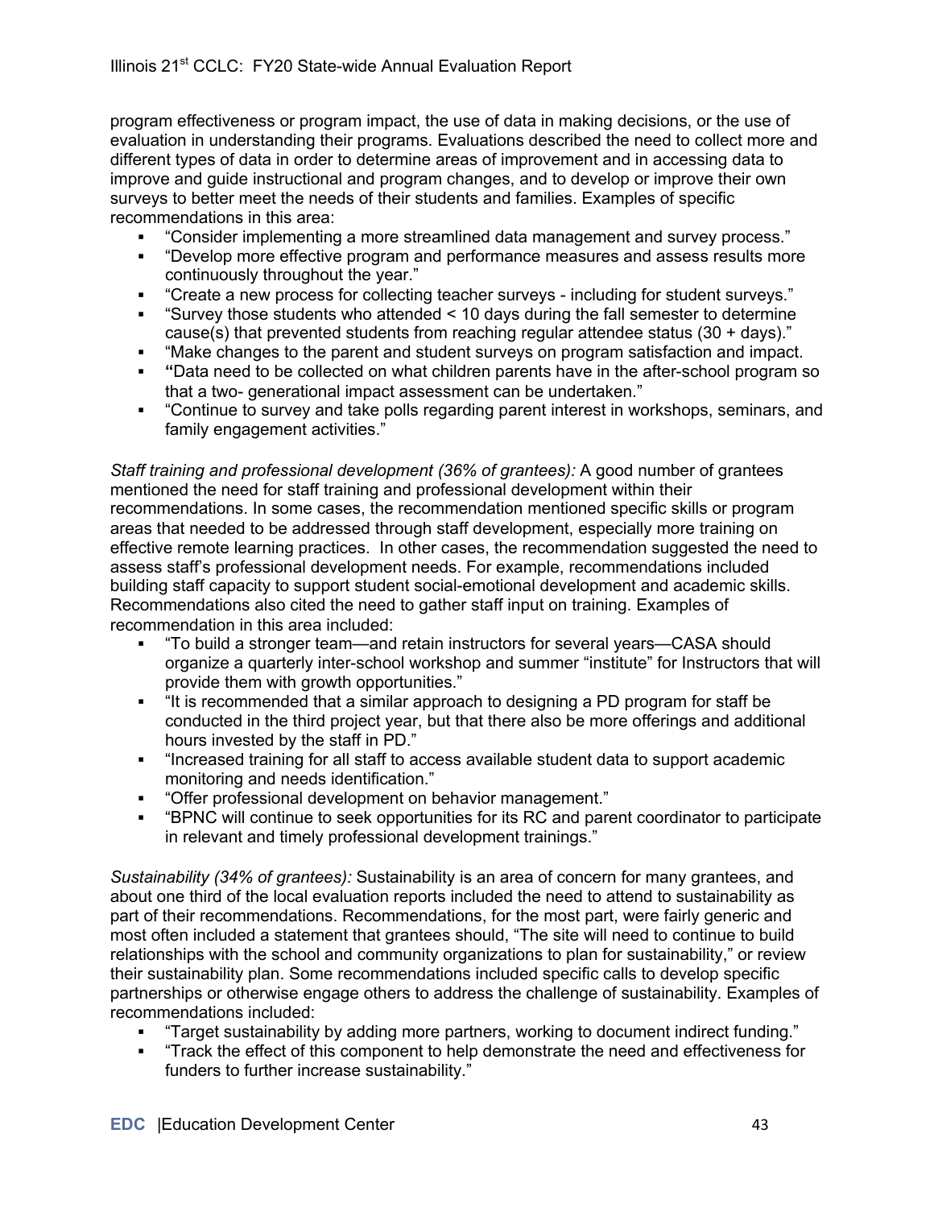program effectiveness or program impact, the use of data in making decisions, or the use of evaluation in understanding their programs. Evaluations described the need to collect more and different types of data in order to determine areas of improvement and in accessing data to improve and guide instructional and program changes, and to develop or improve their own surveys to better meet the needs of their students and families. Examples of specific recommendations in this area:

- "Consider implementing a more streamlined data management and survey process."
- "Develop more effective program and performance measures and assess results more continuously throughout the year."
- "Create a new process for collecting teacher surveys - including for student surveys."
- "Survey those students who attended < 10 days during the fall semester to determine cause(s) that prevented students from reaching regular attendee status (30 + days)."
- "Make changes to the parent and student surveys on program satisfaction and impact.
- **"**Data need to be collected on what children parents have in the after-school program so that a two- generational impact assessment can be undertaken."
- "Continue to survey and take polls regarding parent interest in workshops, seminars, and family engagement activities."

*Staff training and professional development (36% of grantees):* A good number of grantees mentioned the need for staff training and professional development within their recommendations. In some cases, the recommendation mentioned specific skills or program areas that needed to be addressed through staff development, especially more training on effective remote learning practices. In other cases, the recommendation suggested the need to assess staff's professional development needs. For example, recommendations included building staff capacity to support student social-emotional development and academic skills. Recommendations also cited the need to gather staff input on training. Examples of recommendation in this area included:

- "To build a stronger team—and retain instructors for several years—CASA should organize a quarterly inter-school workshop and summer "institute" for Instructors that will provide them with growth opportunities."
- "It is recommended that a similar approach to designing a PD program for staff be conducted in the third project year, but that there also be more offerings and additional hours invested by the staff in PD."
- "Increased training for all staff to access available student data to support academic monitoring and needs identification."
- "Offer professional development on behavior management."
- "BPNC will continue to seek opportunities for its RC and parent coordinator to participate in relevant and timely professional development trainings."

*Sustainability (34% of grantees):* Sustainability is an area of concern for many grantees, and about one third of the local evaluation reports included the need to attend to sustainability as part of their recommendations. Recommendations, for the most part, were fairly generic and most often included a statement that grantees should, "The site will need to continue to build relationships with the school and community organizations to plan for sustainability," or review their sustainability plan. Some recommendations included specific calls to develop specific partnerships or otherwise engage others to address the challenge of sustainability. Examples of recommendations included:

- "Target sustainability by adding more partners, working to document indirect funding."
- "Track the effect of this component to help demonstrate the need and effectiveness for funders to further increase sustainability."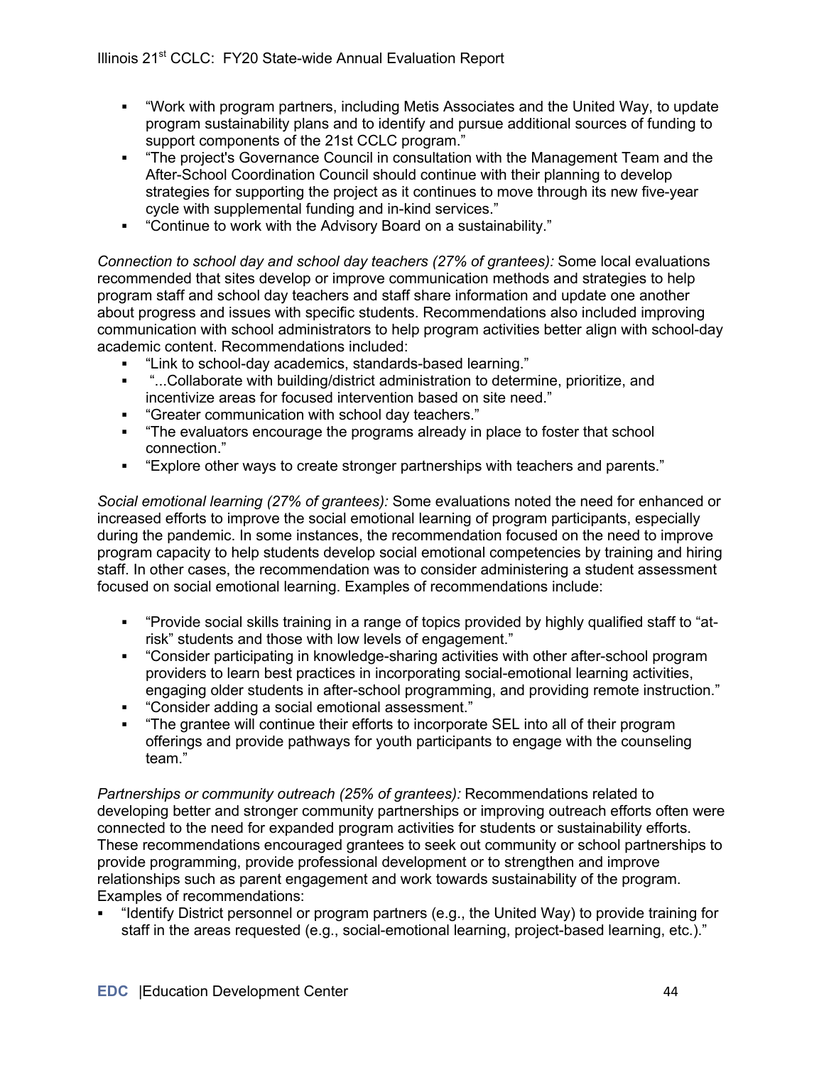- "Work with program partners, including Metis Associates and the United Way, to update program sustainability plans and to identify and pursue additional sources of funding to support components of the 21st CCLC program."
- "The project's Governance Council in consultation with the Management Team and the After-School Coordination Council should continue with their planning to develop strategies for supporting the project as it continues to move through its new five-year cycle with supplemental funding and in-kind services."
- "Continue to work with the Advisory Board on a sustainability."

*Connection to school day and school day teachers (27% of grantees):* Some local evaluations recommended that sites develop or improve communication methods and strategies to help program staff and school day teachers and staff share information and update one another about progress and issues with specific students. Recommendations also included improving communication with school administrators to help program activities better align with school-day academic content. Recommendations included:

- "Link to school-day academics, standards-based learning."
- "...Collaborate with building/district administration to determine, prioritize, and incentivize areas for focused intervention based on site need."
- "Greater communication with school day teachers."
- "The evaluators encourage the programs already in place to foster that school connection."
- "Explore other ways to create stronger partnerships with teachers and parents."

*Social emotional learning (27% of grantees):* Some evaluations noted the need for enhanced or increased efforts to improve the social emotional learning of program participants, especially during the pandemic. In some instances, the recommendation focused on the need to improve program capacity to help students develop social emotional competencies by training and hiring staff. In other cases, the recommendation was to consider administering a student assessment focused on social emotional learning. Examples of recommendations include:

- "Provide social skills training in a range of topics provided by highly qualified staff to "at-risk" students and those with low levels of engagement."
- "Consider participating in knowledge-sharing activities with other after-school program providers to learn best practices in incorporating social-emotional learning activities, engaging older students in after-school programming, and providing remote instruction."
- "Consider adding a social emotional assessment."
- "The grantee will continue their efforts to incorporate SEL into all of their program offerings and provide pathways for youth participants to engage with the counseling team."

*Partnerships or community outreach (25% of grantees):* Recommendations related to developing better and stronger community partnerships or improving outreach efforts often were connected to the need for expanded program activities for students or sustainability efforts. These recommendations encouraged grantees to seek out community or school partnerships to provide programming, provide professional development or to strengthen and improve relationships such as parent engagement and work towards sustainability of the program. Examples of recommendations:

- "Identify District personnel or program partners (e.g., the United Way) to provide training for staff in the areas requested (e.g., social-emotional learning, project-based learning, etc.)."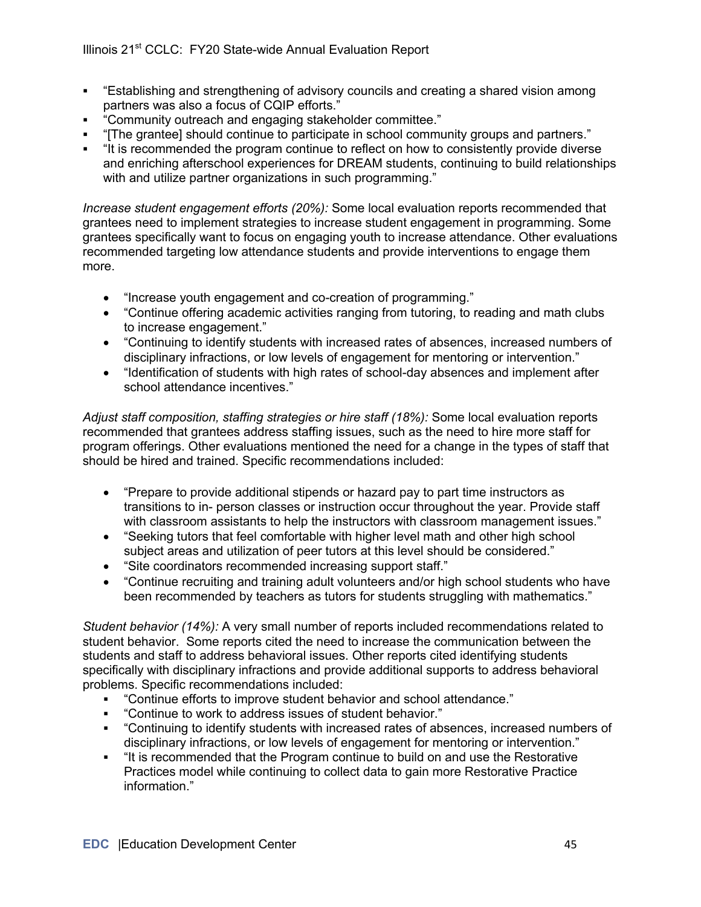- "Establishing and strengthening of advisory councils and creating a shared vision among partners was also a focus of CQIP efforts."
- "Community outreach and engaging stakeholder committee."
- "[The grantee] should continue to participate in school community groups and partners."
- "It is recommended the program continue to reflect on how to consistently provide diverse and enriching afterschool experiences for DREAM students, continuing to build relationships with and utilize partner organizations in such programming."

*Increase student engagement efforts (20%):* Some local evaluation reports recommended that grantees need to implement strategies to increase student engagement in programming. Some grantees specifically want to focus on engaging youth to increase attendance. Other evaluations recommended targeting low attendance students and provide interventions to engage them more.

- "Increase youth engagement and co-creation of programming."
- "Continue offering academic activities ranging from tutoring, to reading and math clubs to increase engagement."
- "Continuing to identify students with increased rates of absences, increased numbers of disciplinary infractions, or low levels of engagement for mentoring or intervention."
- "Identification of students with high rates of school-day absences and implement after school attendance incentives."

*Adjust staff composition, staffing strategies or hire staff (18%):* Some local evaluation reports recommended that grantees address staffing issues, such as the need to hire more staff for program offerings. Other evaluations mentioned the need for a change in the types of staff that should be hired and trained. Specific recommendations included:

- "Prepare to provide additional stipends or hazard pay to part time instructors as transitions to in- person classes or instruction occur throughout the year. Provide staff with classroom assistants to help the instructors with classroom management issues."
- "Seeking tutors that feel comfortable with higher level math and other high school subject areas and utilization of peer tutors at this level should be considered."
- "Site coordinators recommended increasing support staff."
- "Continue recruiting and training adult volunteers and/or high school students who have been recommended by teachers as tutors for students struggling with mathematics."

*Student behavior (14%):* A very small number of reports included recommendations related to student behavior. Some reports cited the need to increase the communication between the students and staff to address behavioral issues. Other reports cited identifying students specifically with disciplinary infractions and provide additional supports to address behavioral problems. Specific recommendations included:

- "Continue efforts to improve student behavior and school attendance."
- "Continue to work to address issues of student behavior."
- "Continuing to identify students with increased rates of absences, increased numbers of disciplinary infractions, or low levels of engagement for mentoring or intervention."
- "It is recommended that the Program continue to build on and use the Restorative Practices model while continuing to collect data to gain more Restorative Practice information."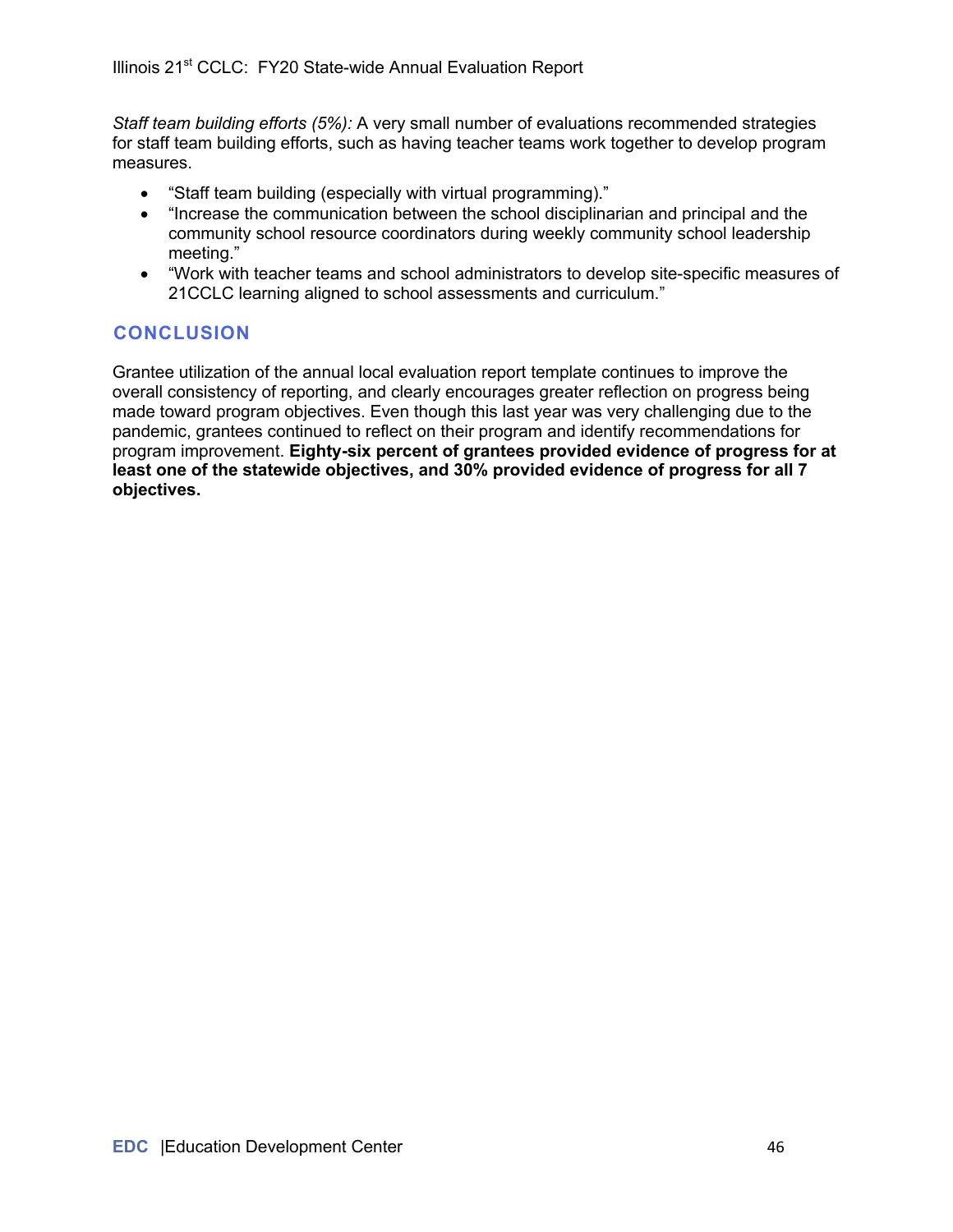*Staff team building efforts (5%):* A very small number of evaluations recommended strategies for staff team building efforts, such as having teacher teams work together to develop program measures.

- “Staff team building (especially with virtual programming).”
- “Increase the communication between the school disciplinarian and principal and the community school resource coordinators during weekly community school leadership meeting.”
- “Work with teacher teams and school administrators to develop site-specific measures of 21CCLC learning aligned to school assessments and curriculum.”

## CONCLUSION

Grantee utilization of the annual local evaluation report template continues to improve the overall consistency of reporting, and clearly encourages greater reflection on progress being made toward program objectives. Even though this last year was very challenging due to the pandemic, grantees continued to reflect on their program and identify recommendations for program improvement. **Eighty-six percent of grantees provided evidence of progress for at least one of the statewide objectives, and 30% provided evidence of progress for all 7 objectives.**